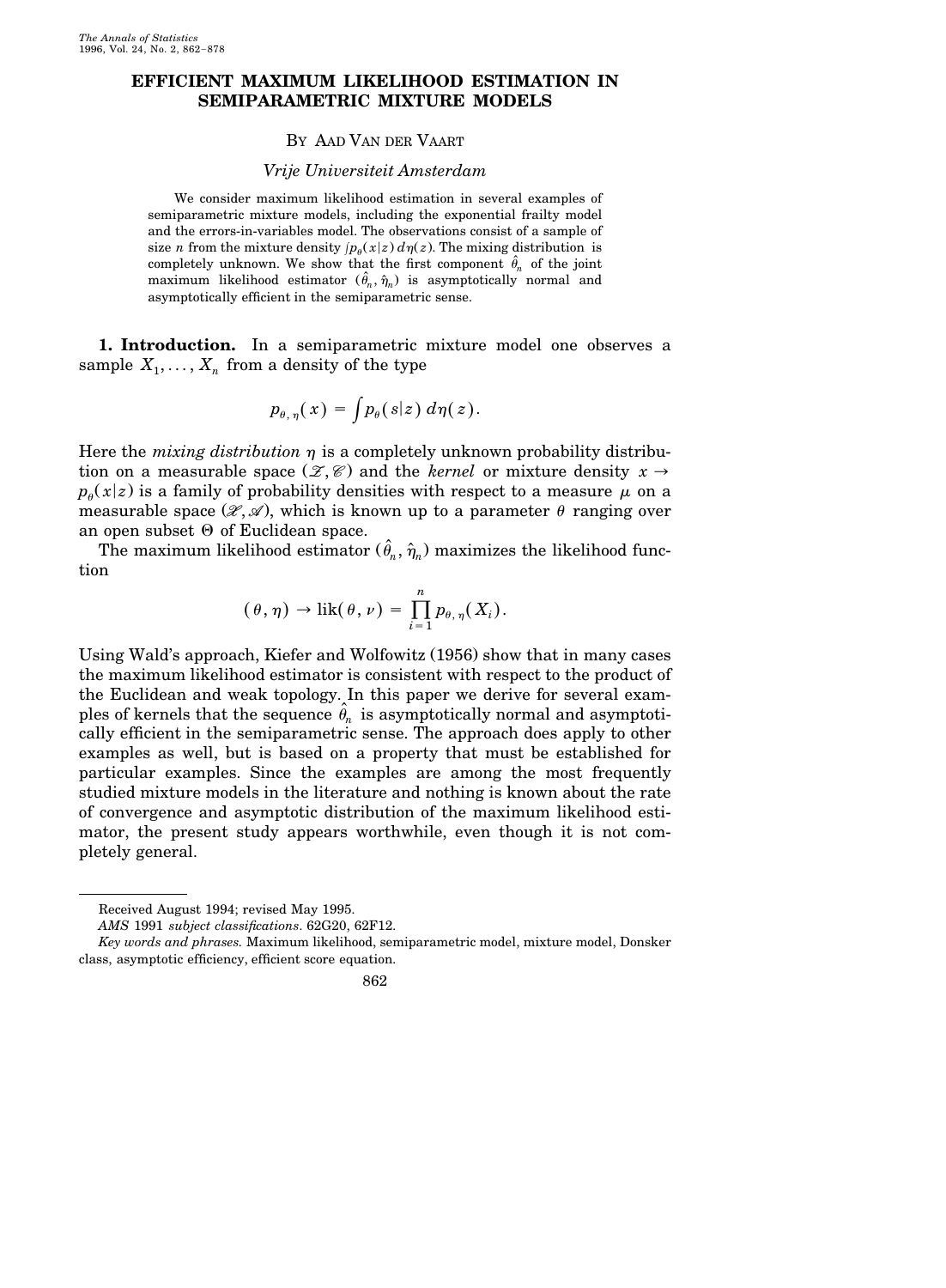# EFFICIENT MAXIMUM LIKELIHOOD ESTIMATION IN SEMIPARAMETRIC MIXTURE MODELS

By Aad van der Vaart

*Vrije Universiteit Amsterdam*

We consider maximum likelihood estimation in several examples of semiparametric mixture models, including the exponential frailty model and the errors-in-variables model. The observations consist of a sample of size $n$ from the mixture density $\int p_\theta(x|z)\, d\eta(z)$. The mixing distribution is completely unknown. We show that the first component $\hat{\theta}_n$ of the joint maximum likelihood estimator $(\hat{\theta}_n, \hat{\eta}_n)$ is asymptotically normal and asymptotically efficient in the semiparametric sense.

**1. Introduction.** In a semiparametric mixture model one observes a sample $X_1, \dots, X_n$ from a density of the type

$$p_{\theta,\eta}(x) = \int p_\theta(s|z)\, d\eta(z).$$

Here the *mixing distribution* $\eta$ is a completely unknown probability distribution on a measurable space $(\mathscr{Z}, \mathscr{C})$ and the *kernel* or mixture density $x \to p_\theta(x|z)$ is a family of probability densities with respect to a measure $\mu$ on a measurable space $(\mathscr{X}, \mathscr{A})$, which is known up to a parameter $\theta$ ranging over an open subset $\Theta$ of Euclidean space.

The maximum likelihood estimator $(\hat{\theta}_n, \hat{\eta}_n)$ maximizes the likelihood function

$$(\theta, \eta) \to \operatorname{lik}(\theta, \nu) = \prod_{i=1}^{n} p_{\theta,\eta}(X_i).$$

Using Wald's approach, Kiefer and Wolfowitz (1956) show that in many cases the maximum likelihood estimator is consistent with respect to the product of the Euclidean and weak topology. In this paper we derive for several examples of kernels that the sequence $\hat{\theta}_n$ is asymptotically normal and asymptotically efficient in the semiparametric sense. The approach does apply to other examples as well, but is based on a property that must be established for particular examples. Since the examples are among the most frequently studied mixture models in the literature and nothing is known about the rate of convergence and asymptotic distribution of the maximum likelihood estimator, the present study appears worthwhile, even though it is not completely general.

---

Received August 1994; revised May 1995.

*AMS* 1991 *subject classifications.* 62G20, 62F12.

*Key words and phrases.* Maximum likelihood, semiparametric model, mixture model, Donsker class, asymptotic efficiency, efficient score equation.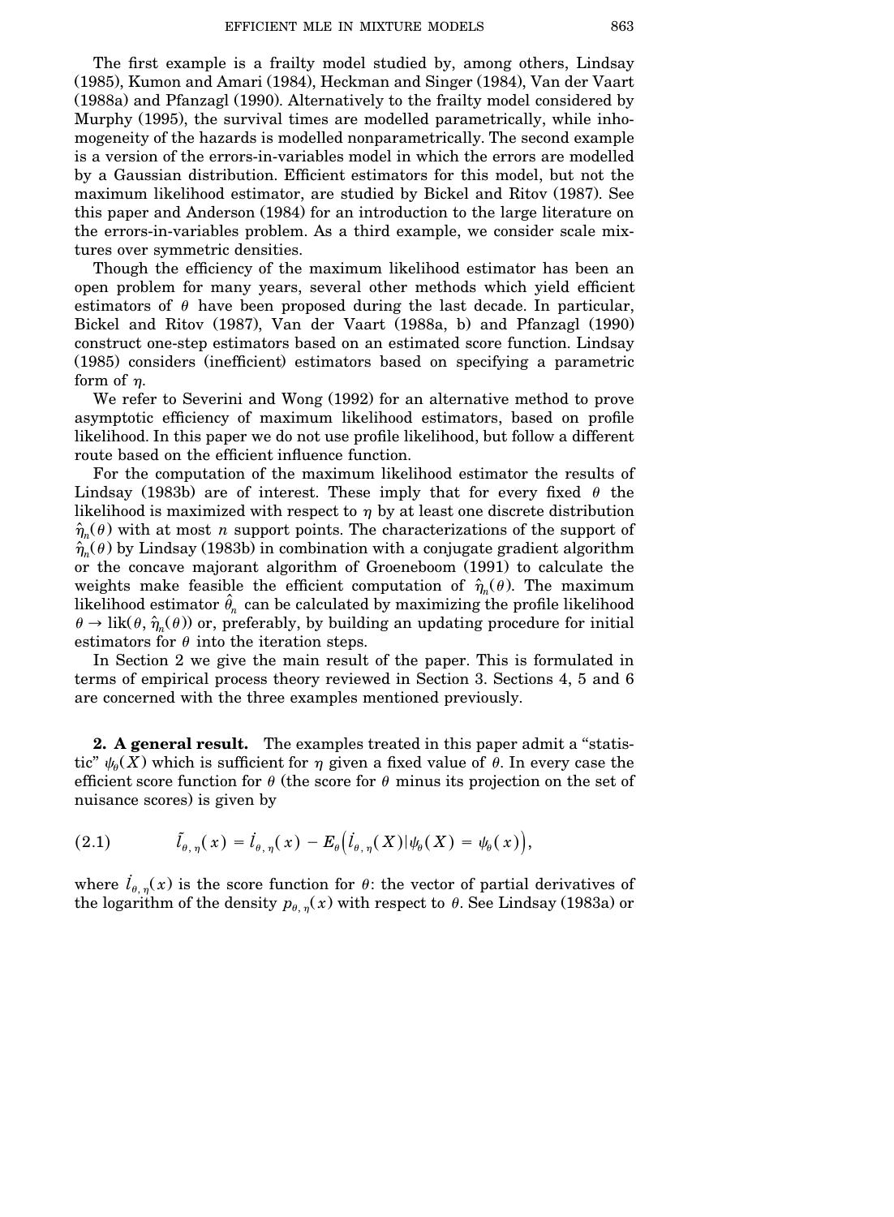The first example is a frailty model studied by, among others, Lindsay (1985), Kumon and Amari (1984), Heckman and Singer (1984), Van der Vaart (1988a) and Pfanzagl (1990). Alternatively to the frailty model considered by Murphy (1995), the survival times are modelled parametrically, while inhomogeneity of the hazards is modelled nonparametrically. The second example is a version of the errors-in-variables model in which the errors are modelled by a Gaussian distribution. Efficient estimators for this model, but not the maximum likelihood estimator, are studied by Bickel and Ritov (1987). See this paper and Anderson (1984) for an introduction to the large literature on the errors-in-variables problem. As a third example, we consider scale mixtures over symmetric densities.

Though the efficiency of the maximum likelihood estimator has been an open problem for many years, several other methods which yield efficient estimators of $\theta$ have been proposed during the last decade. In particular, Bickel and Ritov (1987), Van der Vaart (1988a, b) and Pfanzagl (1990) construct one-step estimators based on an estimated score function. Lindsay (1985) considers (inefficient) estimators based on specifying a parametric form of $\eta$.

We refer to Severini and Wong (1992) for an alternative method to prove asymptotic efficiency of maximum likelihood estimators, based on profile likelihood. In this paper we do not use profile likelihood, but follow a different route based on the efficient influence function.

For the computation of the maximum likelihood estimator the results of Lindsay (1983b) are of interest. These imply that for every fixed $\theta$ the likelihood is maximized with respect to $\eta$ by at least one discrete distribution $\hat{\eta}_n(\theta)$ with at most $n$ support points. The characterizations of the support of $\hat{\eta}_n(\theta)$ by Lindsay (1983b) in combination with a conjugate gradient algorithm or the concave majorant algorithm of Groeneboom (1991) to calculate the weights make feasible the efficient computation of $\hat{\eta}_n(\theta)$. The maximum likelihood estimator $\hat{\theta}_n$ can be calculated by maximizing the profile likelihood $\theta \to \text{lik}(\theta, \hat{\eta}_n(\theta))$ or, preferably, by building an updating procedure for initial estimators for $\theta$ into the iteration steps.

In Section 2 we give the main result of the paper. This is formulated in terms of empirical process theory reviewed in Section 3. Sections 4, 5 and 6 are concerned with the three examples mentioned previously.

## 2. A general result.

The examples treated in this paper admit a "statistic" $\psi_\theta(X)$ which is sufficient for $\eta$ given a fixed value of $\theta$. In every case the efficient score function for $\theta$ (the score for $\theta$ minus its projection on the set of nuisance scores) is given by

$$\tilde{l}_{\theta,\eta}(x) = \dot{l}_{\theta,\eta}(x) - E_\theta\big(\dot{l}_{\theta,\eta}(X) | \psi_\theta(X) = \psi_\theta(x)\big), \tag{2.1}$$

where $\dot{l}_{\theta,\eta}(x)$ is the score function for $\theta$: the vector of partial derivatives of the logarithm of the density $p_{\theta,\eta}(x)$ with respect to $\theta$. See Lindsay (1983a) or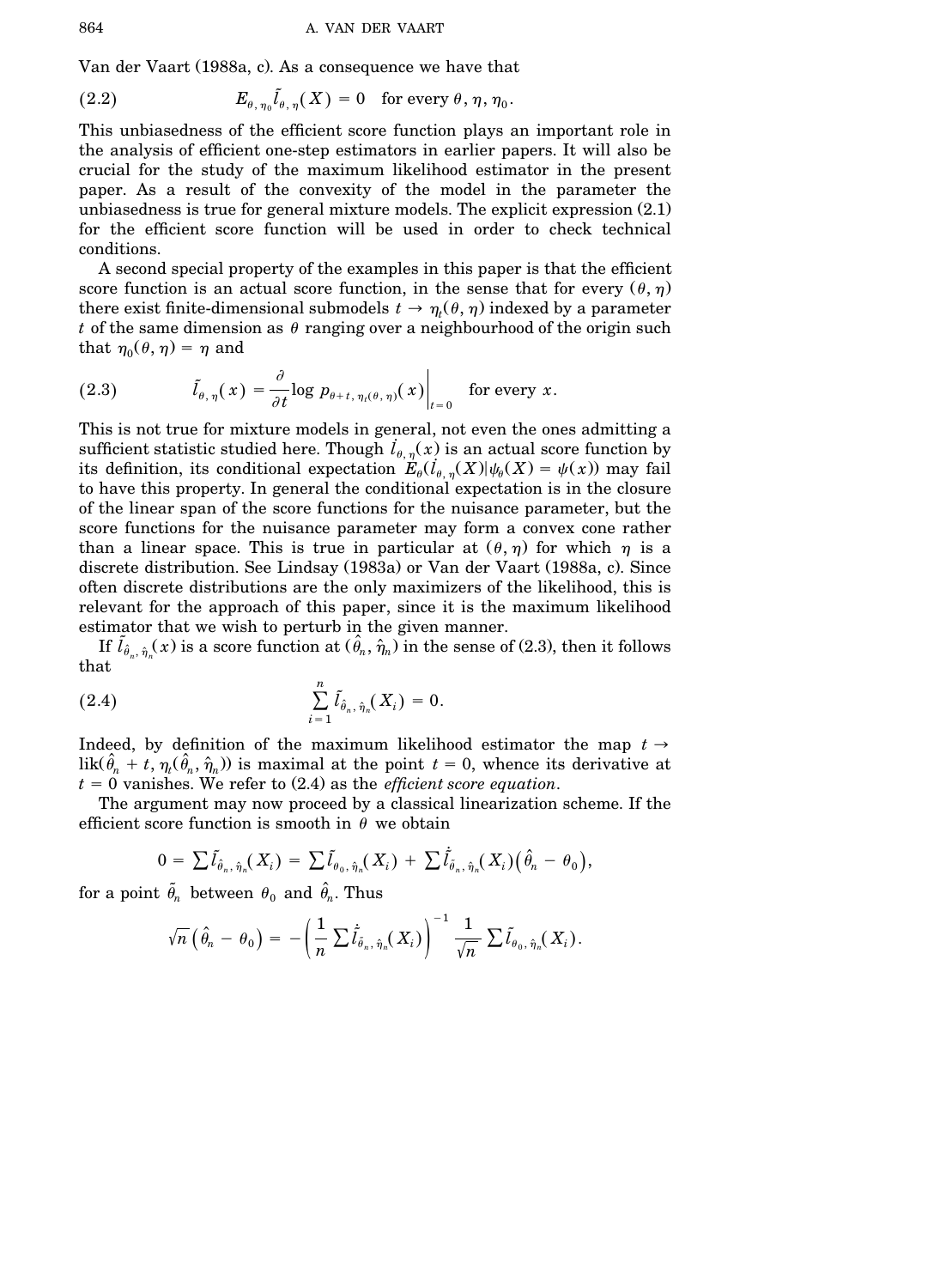Van der Vaart (1988a, c). As a consequence we have that

$$E_{\theta, \eta_0} \tilde{l}_{\theta, \eta}(X) = 0 \quad \text{for every } \theta, \eta, \eta_0. \tag{2.2}$$

This unbiasedness of the efficient score function plays an important role in the analysis of efficient one-step estimators in earlier papers. It will also be crucial for the study of the maximum likelihood estimator in the present paper. As a result of the convexity of the model in the parameter the unbiasedness is true for general mixture models. The explicit expression (2.1) for the efficient score function will be used in order to check technical conditions.

A second special property of the examples in this paper is that the efficient score function is an actual score function, in the sense that for every $(\theta, \eta)$ there exist finite-dimensional submodels $t \to \eta_t(\theta, \eta)$ indexed by a parameter $t$ of the same dimension as $\theta$ ranging over a neighbourhood of the origin such that $\eta_0(\theta, \eta) = \eta$ and

$$\tilde{l}_{\theta, \eta}(x) = \frac{\partial}{\partial t} \log p_{\theta + t, \eta_t(\theta, \eta)}(x) \bigg|_{t=0} \quad \text{for every } x. \tag{2.3}$$

This is not true for mixture models in general, not even the ones admitting a sufficient statistic studied here. Though $\dot{l}_{\theta, \eta}(x)$ is an actual score function by its definition, its conditional expectation $E_\theta(\dot{l}_{\theta, \eta}(X) | \psi_\theta(X) = \psi(x))$ may fail to have this property. In general the conditional expectation is in the closure of the linear span of the score functions for the nuisance parameter, but the score functions for the nuisance parameter may form a convex cone rather than a linear space. This is true in particular at $(\theta, \eta)$ for which $\eta$ is a discrete distribution. See Lindsay (1983a) or Van der Vaart (1988a, c). Since often discrete distributions are the only maximizers of the likelihood, this is relevant for the approach of this paper, since it is the maximum likelihood estimator that we wish to perturb in the given manner.

If $\tilde{l}_{\hat{\theta}_n, \hat{\eta}_n}(x)$ is a score function at $(\hat{\theta}_n, \hat{\eta}_n)$ in the sense of (2.3), then it follows that

$$\sum_{i=1}^{n} \tilde{l}_{\hat{\theta}_n, \hat{\eta}_n}(X_i) = 0. \tag{2.4}$$

Indeed, by definition of the maximum likelihood estimator the map $t \to \text{lik}(\hat{\theta}_n + t, \eta_t(\hat{\theta}_n, \hat{\eta}_n))$ is maximal at the point $t = 0$, whence its derivative at $t = 0$ vanishes. We refer to (2.4) as the *efficient score equation*.

The argument may now proceed by a classical linearization scheme. If the efficient score function is smooth in $\theta$ we obtain

$$0 = \sum \tilde{l}_{\hat{\theta}_n, \hat{\eta}_n}(X_i) = \sum \tilde{l}_{\theta_0, \hat{\eta}_n}(X_i) + \sum \dot{\tilde{l}}_{\tilde{\theta}_n, \hat{\eta}_n}(X_i)\big(\hat{\theta}_n - \theta_0\big),$$

for a point $\tilde{\theta}_n$ between $\theta_0$ and $\hat{\theta}_n$. Thus

$$\sqrt{n}\,\big(\hat{\theta}_n - \theta_0\big) = -\left(\frac{1}{n} \sum \dot{\tilde{l}}_{\tilde{\theta}_n, \hat{\eta}_n}(X_i)\right)^{-1} \frac{1}{\sqrt{n}} \sum \tilde{l}_{\theta_0, \hat{\eta}_n}(X_i).$$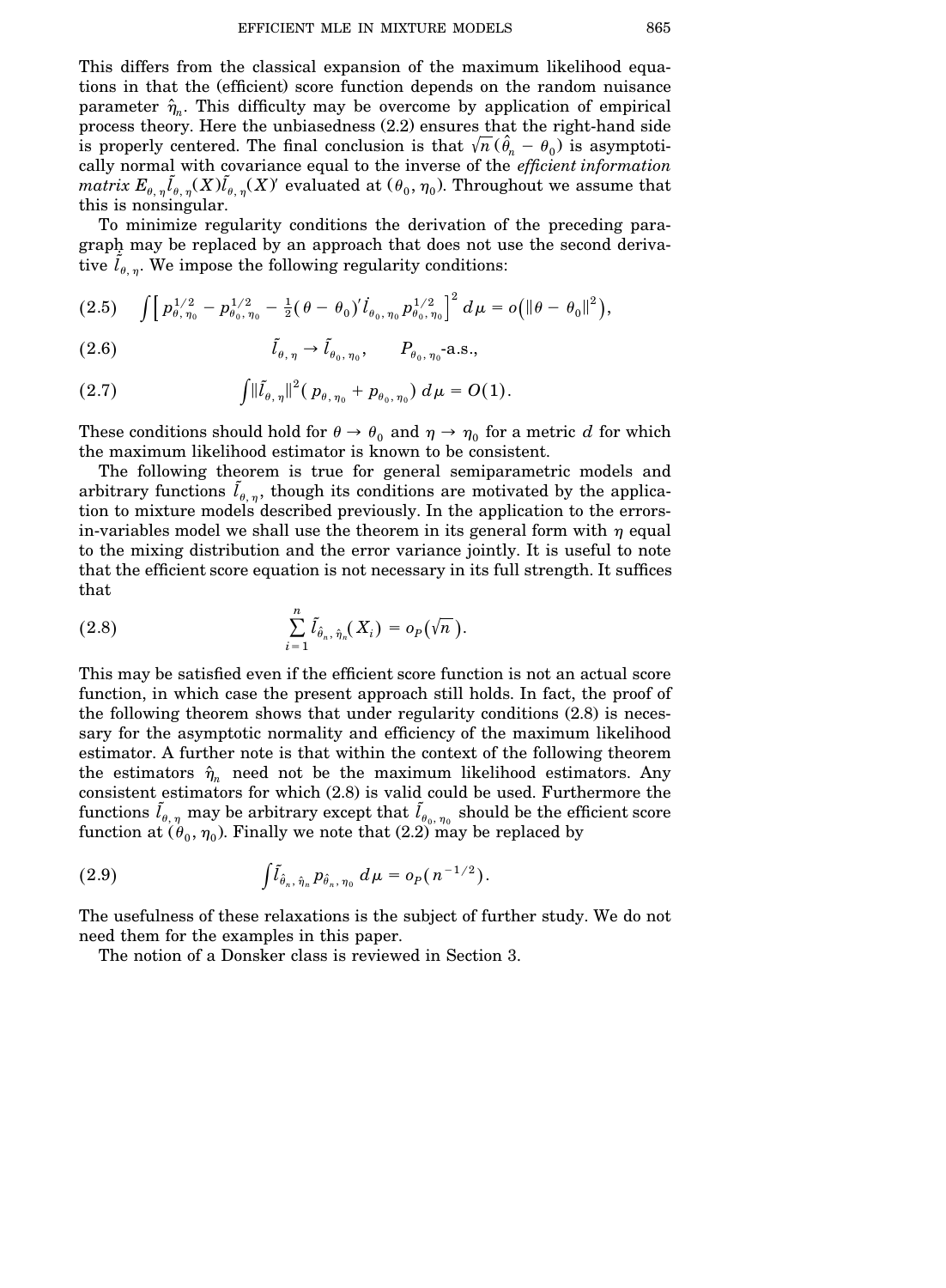This differs from the classical expansion of the maximum likelihood equations in that the (efficient) score function depends on the random nuisance parameter $\hat{\eta}_n$. This difficulty may be overcome by application of empirical process theory. Here the unbiasedness (2.2) ensures that the right-hand side is properly centered. The final conclusion is that $\sqrt{n}(\hat{\theta}_n - \theta_0)$ is asymptotically normal with covariance equal to the inverse of the *efficient information matrix* $E_{\theta,\eta}\tilde{l}_{\theta,\eta}(X)\tilde{l}_{\theta,\eta}(X)'$ evaluated at $(\theta_0, \eta_0)$. Throughout we assume that this is nonsingular.

To minimize regularity conditions the derivation of the preceding paragraph may be replaced by an approach that does not use the second derivative $\dot{\tilde{l}}_{\theta,\eta}$. We impose the following regularity conditions:

$$\int \left[ p_{\theta,\eta_0}^{1/2} - p_{\theta_0,\eta_0}^{1/2} - \tfrac{1}{2}(\theta - \theta_0)'\dot{l}_{\theta_0,\eta_0} p_{\theta_0,\eta_0}^{1/2} \right]^2 d\mu = o\left(\|\theta - \theta_0\|^2\right), \tag{2.5}$$

$$\tilde{l}_{\theta,\eta} \to \tilde{l}_{\theta_0,\eta_0}, \qquad P_{\theta_0,\eta_0}\text{-a.s.}, \tag{2.6}$$

$$\int \|\tilde{l}_{\theta,\eta}\|^2 (p_{\theta,\eta_0} + p_{\theta_0,\eta_0})\, d\mu = O(1). \tag{2.7}$$

These conditions should hold for $\theta \to \theta_0$ and $\eta \to \eta_0$ for a metric $d$ for which the maximum likelihood estimator is known to be consistent.

The following theorem is true for general semiparametric models and arbitrary functions $\tilde{l}_{\theta,\eta}$, though its conditions are motivated by the application to mixture models described previously. In the application to the errors-in-variables model we shall use the theorem in its general form with $\eta$ equal to the mixing distribution and the error variance jointly. It is useful to note that the efficient score equation is not necessary in its full strength. It suffices that

$$\sum_{i=1}^{n} \tilde{l}_{\hat{\theta}_n,\hat{\eta}_n}(X_i) = o_P(\sqrt{n}). \tag{2.8}$$

This may be satisfied even if the efficient score function is not an actual score function, in which case the present approach still holds. In fact, the proof of the following theorem shows that under regularity conditions (2.8) is necessary for the asymptotic normality and efficiency of the maximum likelihood estimator. A further note is that within the context of the following theorem the estimators $\hat{\eta}_n$ need not be the maximum likelihood estimators. Any consistent estimators for which (2.8) is valid could be used. Furthermore the functions $\tilde{l}_{\theta,\eta}$ may be arbitrary except that $\tilde{l}_{\theta_0,\eta_0}$ should be the efficient score function at $(\theta_0, \eta_0)$. Finally we note that (2.2) may be replaced by

$$\int \tilde{l}_{\hat{\theta}_n,\hat{\eta}_n} p_{\hat{\theta}_n,\eta_0}\, d\mu = o_P(n^{-1/2}). \tag{2.9}$$

The usefulness of these relaxations is the subject of further study. We do not need them for the examples in this paper.

The notion of a Donsker class is reviewed in Section 3.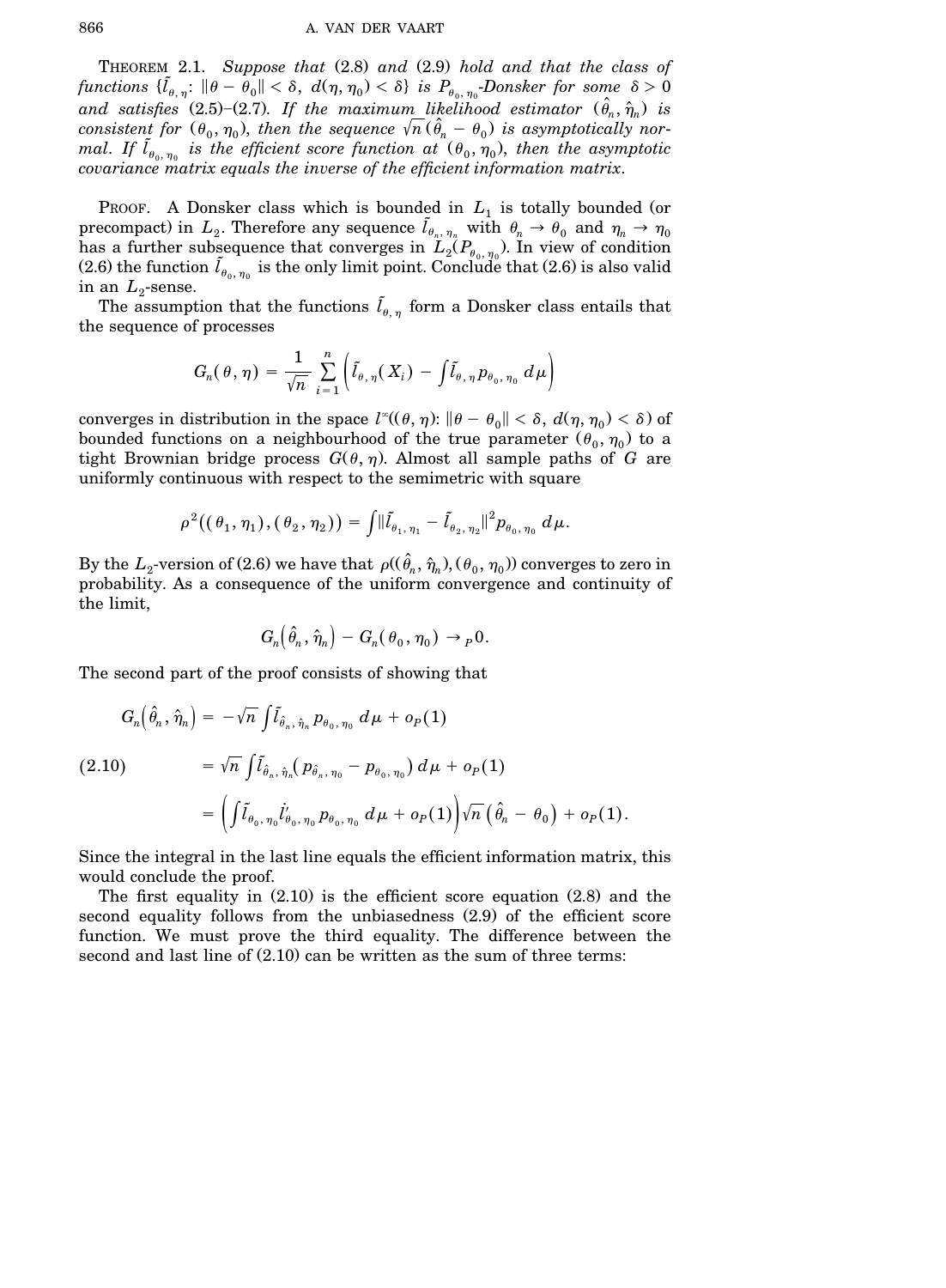THEOREM 2.1. *Suppose that* (2.8) *and* (2.9) *hold and that the class of functions* $\{\tilde{l}_{\theta,\eta}: \|\theta - \theta_0\| < \delta,\ d(\eta, \eta_0) < \delta\}$ *is* $P_{\theta_0,\eta_0}$*-Donsker for some* $\delta > 0$ *and satisfies* (2.5)–(2.7). *If the maximum likelihood estimator* $(\hat{\theta}_n, \hat{\eta}_n)$ *is consistent for* $(\theta_0, \eta_0)$, *then the sequence* $\sqrt{n}(\hat{\theta}_n - \theta_0)$ *is asymptotically normal. If* $\tilde{l}_{\theta_0,\eta_0}$ *is the efficient score function at* $(\theta_0, \eta_0)$, *then the asymptotic covariance matrix equals the inverse of the efficient information matrix.*

PROOF. A Donsker class which is bounded in $L_1$ is totally bounded (or precompact) in $L_2$. Therefore any sequence $\tilde{l}_{\theta_n,\eta_n}$ with $\theta_n \to \theta_0$ and $\eta_n \to \eta_0$ has a further subsequence that converges in $L_2(P_{\theta_0,\eta_0})$. In view of condition (2.6) the function $\tilde{l}_{\theta_0,\eta_0}$ is the only limit point. Conclude that (2.6) is also valid in an $L_2$-sense.

The assumption that the functions $\tilde{l}_{\theta,\eta}$ form a Donsker class entails that the sequence of processes

$$G_n(\theta, \eta) = \frac{1}{\sqrt{n}} \sum_{i=1}^{n} \left( \tilde{l}_{\theta,\eta}(X_i) - \int \tilde{l}_{\theta,\eta} p_{\theta_0,\eta_0}\, d\mu \right)$$

converges in distribution in the space $l^{\infty}((\theta, \eta): \|\theta - \theta_0\| < \delta,\ d(\eta, \eta_0) < \delta)$ of bounded functions on a neighbourhood of the true parameter $(\theta_0, \eta_0)$ to a tight Brownian bridge process $G(\theta, \eta)$. Almost all sample paths of $G$ are uniformly continuous with respect to the semimetric with square

$$\rho^2((\theta_1, \eta_1), (\theta_2, \eta_2)) = \int \|\tilde{l}_{\theta_1,\eta_1} - \tilde{l}_{\theta_2,\eta_2}\|^2 p_{\theta_0,\eta_0}\, d\mu.$$

By the $L_2$-version of (2.6) we have that $\rho((\hat{\theta}_n, \hat{\eta}_n), (\theta_0, \eta_0))$ converges to zero in probability. As a consequence of the uniform convergence and continuity of the limit,

$$G_n(\hat{\theta}_n, \hat{\eta}_n) - G_n(\theta_0, \eta_0) \to_P 0.$$

The second part of the proof consists of showing that

$$\begin{aligned}
G_n(\hat{\theta}_n, \hat{\eta}_n) &= -\sqrt{n} \int \tilde{l}_{\hat{\theta}_n,\hat{\eta}_n} p_{\theta_0,\eta_0}\, d\mu + o_P(1) \\
&= \sqrt{n} \int \tilde{l}_{\hat{\theta}_n,\hat{\eta}_n} (p_{\hat{\theta}_n,\eta_0} - p_{\theta_0,\eta_0})\, d\mu + o_P(1) \qquad (2.10) \\
&= \left( \int \tilde{l}_{\theta_0,\eta_0} \dot{l}'_{\theta_0,\eta_0} p_{\theta_0,\eta_0}\, d\mu + o_P(1) \right) \sqrt{n}(\hat{\theta}_n - \theta_0) + o_P(1).
\end{aligned}$$

Since the integral in the last line equals the efficient information matrix, this would conclude the proof.

The first equality in (2.10) is the efficient score equation (2.8) and the second equality follows from the unbiasedness (2.9) of the efficient score function. We must prove the third equality. The difference between the second and last line of (2.10) can be written as the sum of three terms: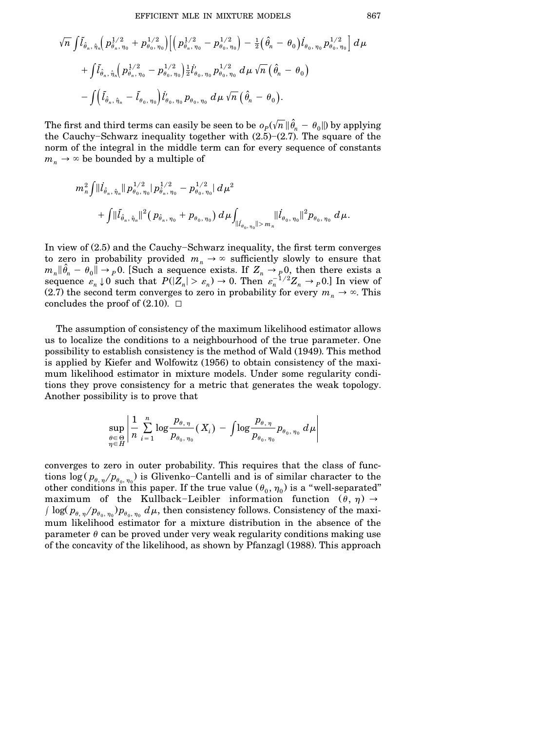$$\sqrt{n} \int \tilde{l}_{\hat{\theta}_n, \hat{\eta}_n} \Big( p^{1/2}_{\hat{\theta}_n, \eta_0} + p^{1/2}_{\theta_0, \eta_0} \Big) \Big[ \Big( p^{1/2}_{\hat{\theta}_n, \eta_0} - p^{1/2}_{\theta_0, \eta_0} \Big) - \tfrac{1}{2} \big( \hat{\theta}_n - \theta_0 \big) \dot{l}_{\theta_0, \eta_0} p^{1/2}_{\theta_0, \eta_0} \Big] \, d\mu$$

$$+ \int \tilde{l}_{\hat{\theta}_n, \hat{\eta}_n} \Big( p^{1/2}_{\hat{\theta}_n, \eta_0} - p^{1/2}_{\theta_0, \eta_0} \Big) \tfrac{1}{2} \dot{l}'_{\theta_0, \eta_0} p^{1/2}_{\theta_0, \eta_0} \, d\mu \, \sqrt{n} \big( \hat{\theta}_n - \theta_0 \big)$$

$$- \int \Big( \tilde{l}_{\hat{\theta}_n, \hat{\eta}_n} - \tilde{l}_{\theta_0, \eta_0} \Big) \dot{l}'_{\theta_0, \eta_0} p_{\theta_0, \eta_0} \, d\mu \, \sqrt{n} \big( \hat{\theta}_n - \theta_0 \big).$$

The first and third terms can easily be seen to be $o_P(\sqrt{n}\, \| \hat{\theta}_n - \theta_0 \|)$ by applying the Cauchy–Schwarz inequality together with (2.5)–(2.7). The square of the norm of the integral in the middle term can for every sequence of constants $m_n \to \infty$ be bounded by a multiple of

$$m_n^2 \int \| \dot{l}_{\hat{\theta}_n, \hat{\eta}_n} \| \, p^{1/2}_{\theta_0, \eta_0} | p^{1/2}_{\hat{\theta}_n, \eta_0} - p^{1/2}_{\theta_0, \eta_0} | \, d\mu^2$$

$$+ \int \| \tilde{l}_{\hat{\theta}_n, \hat{\eta}_n} \|^2 \big( p_{\hat{\theta}_n, \eta_0} + p_{\theta_0, \eta_0} \big) \, d\mu \int_{\| \dot{l}_{\theta_0, \eta_0} \| > m_n} \| \dot{l}_{\theta_0, \eta_0} \|^2 p_{\theta_0, \eta_0} \, d\mu.$$

In view of (2.5) and the Cauchy–Schwarz inequality, the first term converges to zero in probability provided $m_n \to \infty$ sufficiently slowly to ensure that $m_n \| \hat{\theta}_n - \theta_0 \| \to_P 0$. [Such a sequence exists. If $Z_n \to_P 0$, then there exists a sequence $\varepsilon_n \downarrow 0$ such that $P(|Z_n| > \varepsilon_n) \to 0$. Then $\varepsilon_n^{-1/2} Z_n \to_P 0$.] In view of (2.7) the second term converges to zero in probability for every $m_n \to \infty$. This concludes the proof of (2.10). $\square$

The assumption of consistency of the maximum likelihood estimator allows us to localize the conditions to a neighbourhood of the true parameter. One possibility to establish consistency is the method of Wald (1949). This method is applied by Kiefer and Wolfowitz (1956) to obtain consistency of the maximum likelihood estimator in mixture models. Under some regularity conditions they prove consistency for a metric that generates the weak topology. Another possibility is to prove that

$$\sup_{\substack{\theta \in \Theta \\ \eta \in H}} \left| \frac{1}{n} \sum_{i=1}^{n} \log \frac{p_{\theta, \eta}}{p_{\theta_0, \eta_0}}(X_i) - \int \log \frac{p_{\theta, \eta}}{p_{\theta_0, \eta_0}} p_{\theta_0, \eta_0} \, d\mu \right|$$

converges to zero in outer probability. This requires that the class of functions $\log(p_{\theta, \eta}/p_{\theta_0, \eta_0})$ is Glivenko–Cantelli and is of similar character to the other conditions in this paper. If the true value $(\theta_0, \eta_0)$ is a "well-separated" maximum of the Kullback–Leibler information function $(\theta, \eta) \to \int \log(p_{\theta, \eta}/p_{\theta_0, \eta_0}) p_{\theta_0, \eta_0} \, d\mu$, then consistency follows. Consistency of the maximum likelihood estimator for a mixture distribution in the absence of the parameter $\theta$ can be proved under very weak regularity conditions making use of the concavity of the likelihood, as shown by Pfanzagl (1988). This approach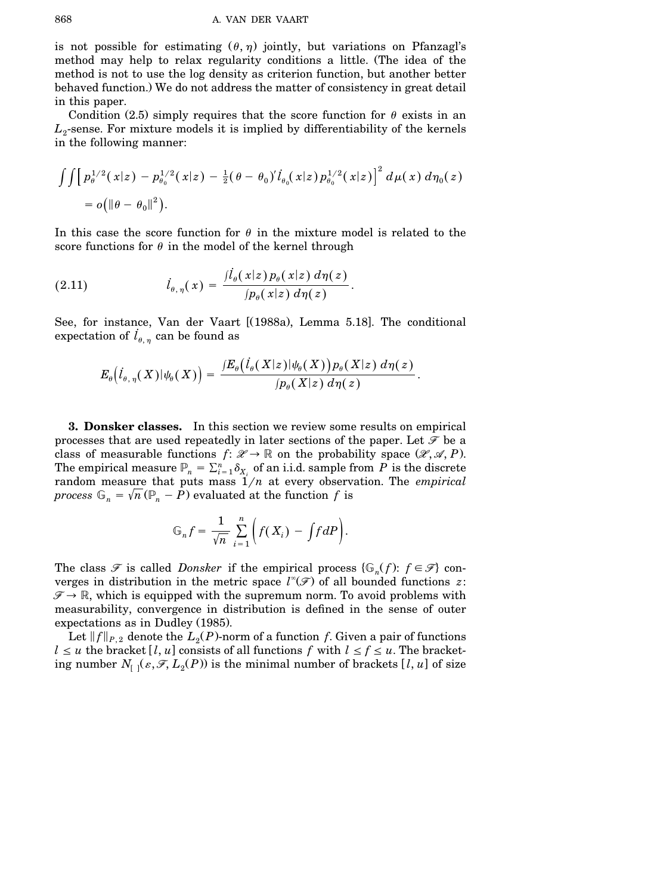is not possible for estimating $(\theta, \eta)$ jointly, but variations on Pfanzagl's method may help to relax regularity conditions a little. (The idea of the method is not to use the log density as criterion function, but another better behaved function.) We do not address the matter of consistency in great detail in this paper.

Condition (2.5) simply requires that the score function for $\theta$ exists in an $L_2$-sense. For mixture models it is implied by differentiability of the kernels in the following manner:

$$\int\int \Big[ p_\theta^{1/2}(x|z) - p_{\theta_0}^{1/2}(x|z) - \tfrac{1}{2}(\theta - \theta_0)' \dot{l}_{\theta_0}(x|z) p_{\theta_0}^{1/2}(x|z) \Big]^2 \, d\mu(x)\, d\eta_0(z)$$

$$= o\big(\|\theta - \theta_0\|^2\big).$$

In this case the score function for $\theta$ in the mixture model is related to the score functions for $\theta$ in the model of the kernel through

$$\dot{l}_{\theta,\eta}(x) = \frac{\int \dot{l}_\theta(x|z) p_\theta(x|z)\, d\eta(z)}{\int p_\theta(x|z)\, d\eta(z)}. \tag{2.11}$$

See, for instance, Van der Vaart [(1988a), Lemma 5.18]. The conditional expectation of $\dot{l}_{\theta,\eta}$ can be found as

$$E_\theta\big(\dot{l}_{\theta,\eta}(X)|\psi_\theta(X)\big) = \frac{\int E_\theta\big(\dot{l}_\theta(X|z)|\psi_\theta(X)\big) p_\theta(X|z)\, d\eta(z)}{\int p_\theta(X|z)\, d\eta(z)}.$$

**3. Donsker classes.** In this section we review some results on empirical processes that are used repeatedly in later sections of the paper. Let $\mathscr{F}$ be a class of measurable functions $f\colon \mathscr{X} \to \mathbb{R}$ on the probability space $(\mathscr{X}, \mathscr{A}, P)$. The empirical measure $\mathbb{P}_n = \sum_{i=1}^n \delta_{X_i}$ of an i.i.d. sample from $P$ is the discrete random measure that puts mass $1/n$ at every observation. The *empirical process* $\mathbb{G}_n = \sqrt{n}(\mathbb{P}_n - P)$ evaluated at the function $f$ is

$$\mathbb{G}_n f = \frac{1}{\sqrt{n}} \sum_{i=1}^n \Big( f(X_i) - \int f\, dP \Big).$$

The class $\mathscr{F}$ is called *Donsker* if the empirical process $\{\mathbb{G}_n(f)\colon f \in \mathscr{F}\}$ converges in distribution in the metric space $l^\infty(\mathscr{F})$ of all bounded functions $z\colon \mathscr{F} \to \mathbb{R}$, which is equipped with the supremum norm. To avoid problems with measurability, convergence in distribution is defined in the sense of outer expectations as in Dudley (1985).

Let $\|f\|_{P,2}$ denote the $L_2(P)$-norm of a function $f$. Given a pair of functions $l \le u$ the bracket $[l, u]$ consists of all functions $f$ with $l \le f \le u$. The bracketing number $N_{[\,]}(\varepsilon, \mathscr{F}, L_2(P))$ is the minimal number of brackets $[l, u]$ of size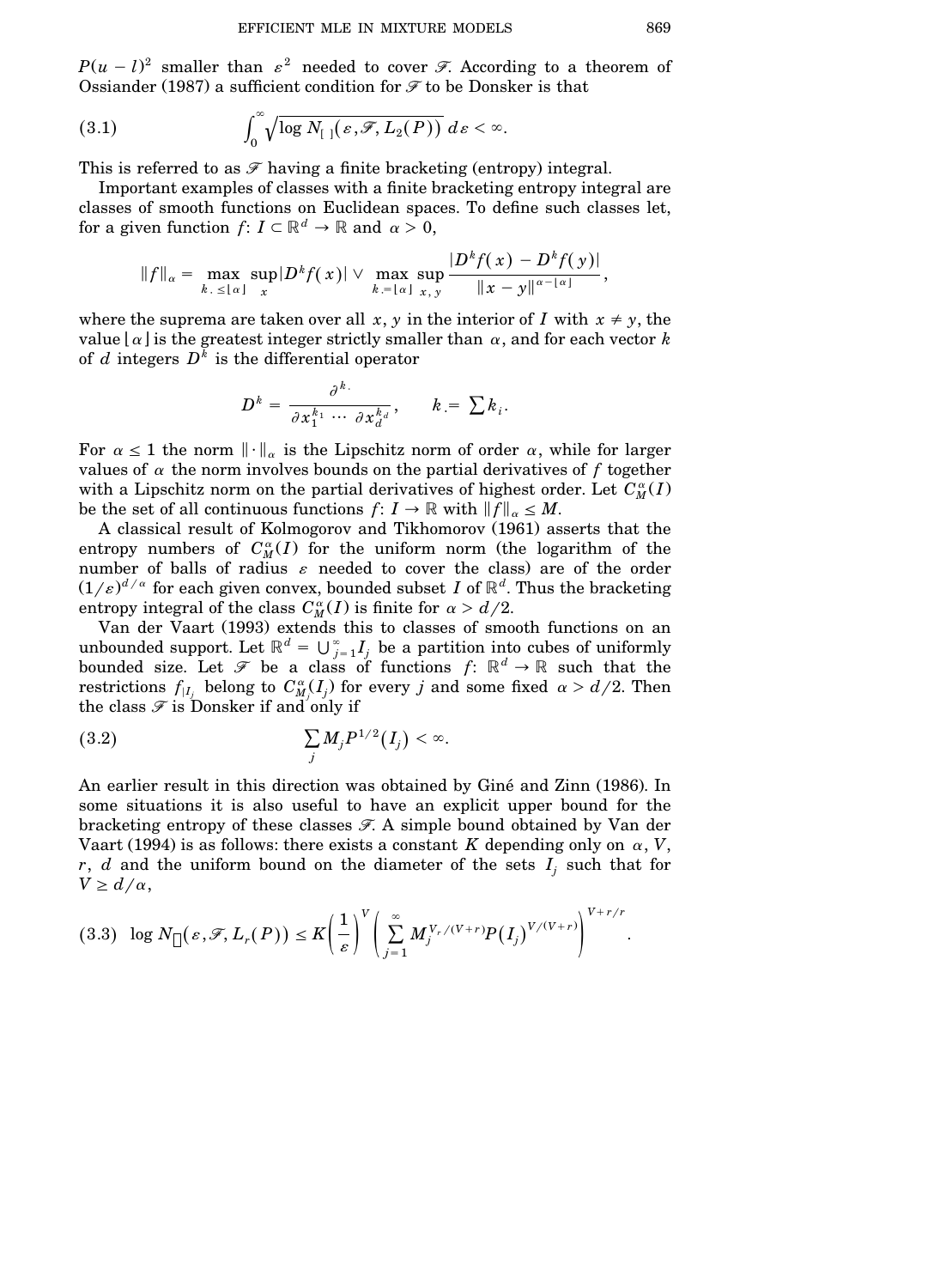$P(u-l)^2$ smaller than $\varepsilon^2$ needed to cover $\mathscr{F}$. According to a theorem of Ossiander (1987) a sufficient condition for $\mathscr{F}$ to be Donsker is that

$$\int_0^\infty \sqrt{\log N_{[\,]}(\varepsilon, \mathscr{F}, L_2(P))}\, d\varepsilon < \infty. \tag{3.1}$$

This is referred to as $\mathscr{F}$ having a finite bracketing (entropy) integral.

Important examples of classes with a finite bracketing entropy integral are classes of smooth functions on Euclidean spaces. To define such classes let, for a given function $f\colon I \subset \mathbb{R}^d \to \mathbb{R}$ and $\alpha > 0$,

$$\|f\|_\alpha = \max_{k_. \le \lfloor \alpha \rfloor} \sup_x |D^k f(x)| \vee \max_{k_. = \lfloor \alpha \rfloor} \sup_{x,y} \frac{|D^k f(x) - D^k f(y)|}{\|x-y\|^{\alpha - \lfloor \alpha \rfloor}},$$

where the suprema are taken over all $x$, $y$ in the interior of $I$ with $x \neq y$, the value $\lfloor \alpha \rfloor$ is the greatest integer strictly smaller than $\alpha$, and for each vector $k$ of $d$ integers $D^k$ is the differential operator

$$D^k = \frac{\partial^{k_.}}{\partial x_1^{k_1} \cdots \partial x_d^{k_d}}, \qquad k_. = \sum k_i.$$

For $\alpha \le 1$ the norm $\|\cdot\|_\alpha$ is the Lipschitz norm of order $\alpha$, while for larger values of $\alpha$ the norm involves bounds on the partial derivatives of $f$ together with a Lipschitz norm on the partial derivatives of highest order. Let $C_M^\alpha(I)$ be the set of all continuous functions $f\colon I \to \mathbb{R}$ with $\|f\|_\alpha \le M$.

A classical result of Kolmogorov and Tikhomorov (1961) asserts that the entropy numbers of $C_M^\alpha(I)$ for the uniform norm (the logarithm of the number of balls of radius $\varepsilon$ needed to cover the class) are of the order $(1/\varepsilon)^{d/\alpha}$ for each given convex, bounded subset $I$ of $\mathbb{R}^d$. Thus the bracketing entropy integral of the class $C_M^\alpha(I)$ is finite for $\alpha > d/2$.

Van der Vaart (1993) extends this to classes of smooth functions on an unbounded support. Let $\mathbb{R}^d = \bigcup_{j=1}^\infty I_j$ be a partition into cubes of uniformly bounded size. Let $\mathscr{F}$ be a class of functions $f\colon \mathbb{R}^d \to \mathbb{R}$ such that the restrictions $f_{|I_j}$ belong to $C_{M_j}^\alpha(I_j)$ for every $j$ and some fixed $\alpha > d/2$. Then the class $\mathscr{F}$ is Donsker if and only if

$$\sum_j M_j P^{1/2}(I_j) < \infty. \tag{3.2}$$

An earlier result in this direction was obtained by Giné and Zinn (1986). In some situations it is also useful to have an explicit upper bound for the bracketing entropy of these classes $\mathscr{F}$. A simple bound obtained by Van der Vaart (1994) is as follows: there exists a constant $K$ depending only on $\alpha$, $V$, $r$, $d$ and the uniform bound on the diameter of the sets $I_j$ such that for $V \ge d/\alpha$,

$$\log N_{[\,]}(\varepsilon, \mathscr{F}, L_r(P)) \le K\left(\frac{1}{\varepsilon}\right)^V \left(\sum_{j=1}^\infty M_j^{V_r/(V+r)} P(I_j)^{V/(V+r)}\right)^{V+r/r}. \tag{3.3}$$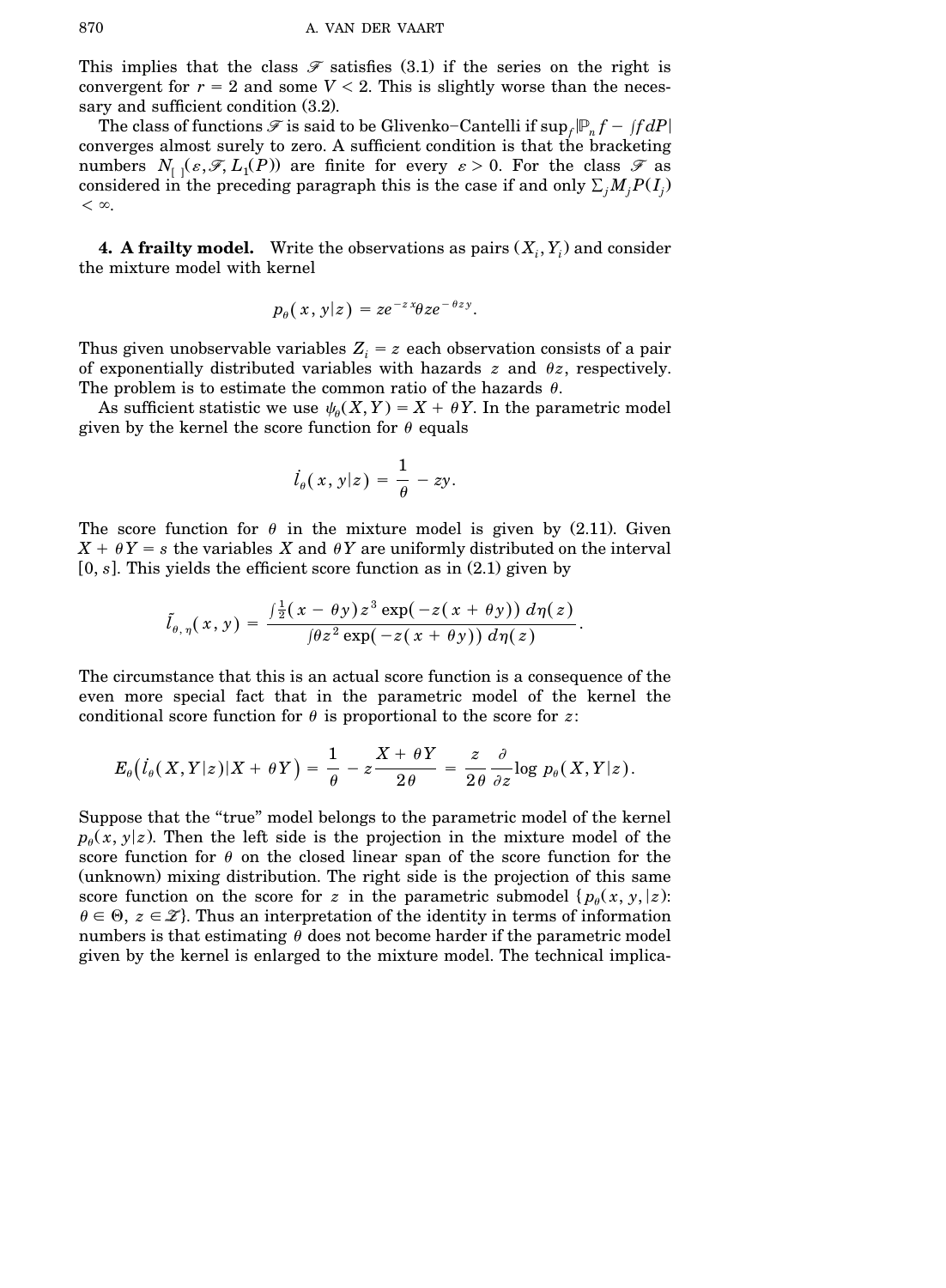This implies that the class $\mathscr{F}$ satisfies (3.1) if the series on the right is convergent for $r = 2$ and some $V < 2$. This is slightly worse than the necessary and sufficient condition (3.2).

The class of functions $\mathscr{F}$ is said to be Glivenko–Cantelli if $\sup_f |\mathbb{P}_n f - \int f\,dP|$ converges almost surely to zero. A sufficient condition is that the bracketing numbers $N_{[\,]}(\varepsilon, \mathscr{F}, L_1(P))$ are finite for every $\varepsilon > 0$. For the class $\mathscr{F}$ as considered in the preceding paragraph this is the case if and only $\sum_j M_j P(I_j) < \infty$.

**4. A frailty model.** Write the observations as pairs $(X_i, Y_i)$ and consider the mixture model with kernel

$$p_\theta(x, y|z) = ze^{-zx}\theta ze^{-\theta zy}.$$

Thus given unobservable variables $Z_i = z$ each observation consists of a pair of exponentially distributed variables with hazards $z$ and $\theta z$, respectively. The problem is to estimate the common ratio of the hazards $\theta$.

As sufficient statistic we use $\psi_\theta(X, Y) = X + \theta Y$. In the parametric model given by the kernel the score function for $\theta$ equals

$$\dot{l}_\theta(x, y|z) = \frac{1}{\theta} - zy.$$

The score function for $\theta$ in the mixture model is given by (2.11). Given $X + \theta Y = s$ the variables $X$ and $\theta Y$ are uniformly distributed on the interval $[0, s]$. This yields the efficient score function as in (2.1) given by

$$\tilde{l}_{\theta,\eta}(x, y) = \frac{\int \frac{1}{2}(x - \theta y) z^3 \exp(-z(x + \theta y))\, d\eta(z)}{\int \theta z^2 \exp(-z(x + \theta y))\, d\eta(z)}.$$

The circumstance that this is an actual score function is a consequence of the even more special fact that in the parametric model of the kernel the conditional score function for $\theta$ is proportional to the score for $z$:

$$E_\theta\big(\dot{l}_\theta(X, Y|z)|X + \theta Y\big) = \frac{1}{\theta} - z\frac{X + \theta Y}{2\theta} = \frac{z}{2\theta}\frac{\partial}{\partial z}\log p_\theta(X, Y|z).$$

Suppose that the "true" model belongs to the parametric model of the kernel $p_\theta(x, y|z)$. Then the left side is the projection in the mixture model of the score function for $\theta$ on the closed linear span of the score function for the (unknown) mixing distribution. The right side is the projection of this same score function on the score for $z$ in the parametric submodel $\{p_\theta(x, y, |z): \theta \in \Theta,\ z \in \mathscr{Z}\}$. Thus an interpretation of the identity in terms of information numbers is that estimating $\theta$ does not become harder if the parametric model given by the kernel is enlarged to the mixture model. The technical implica-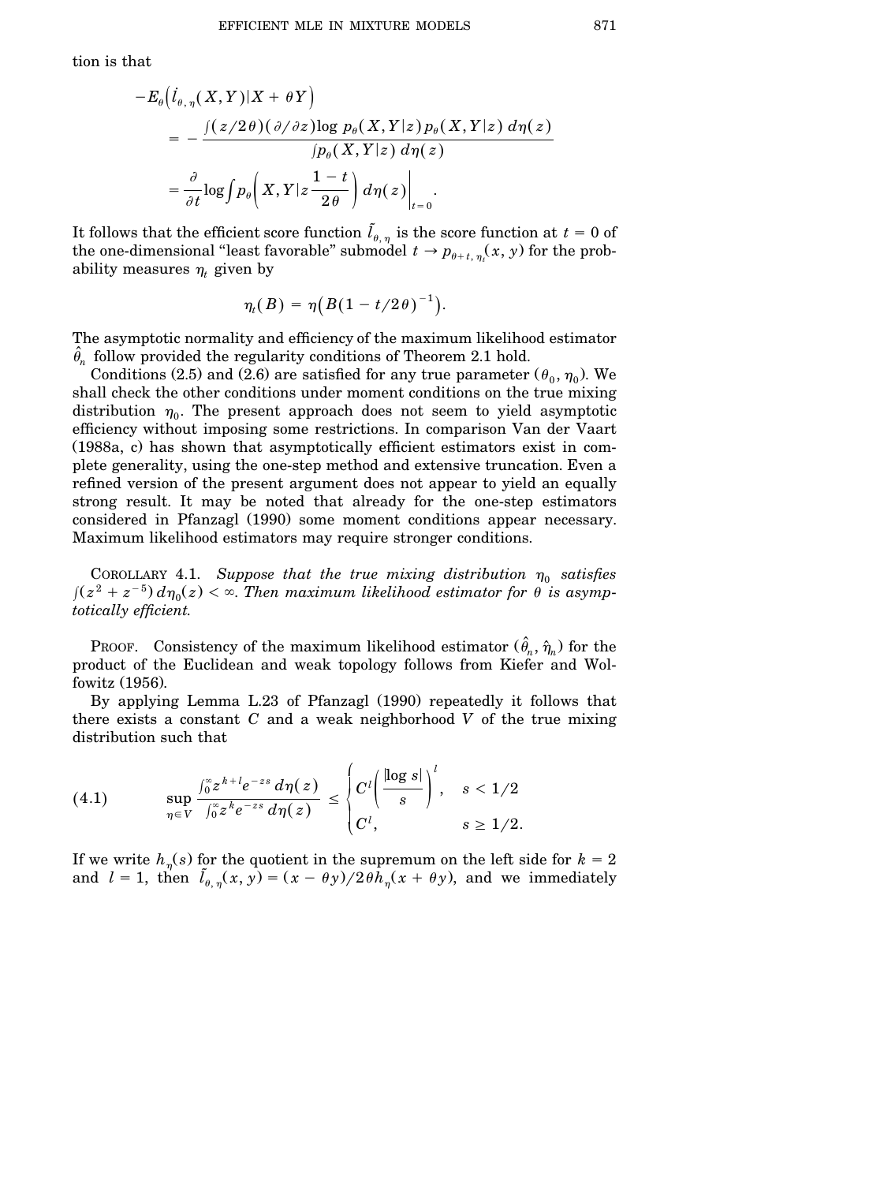tion is that

$$
\begin{aligned}
-E_\theta\Big(\dot{l}_{\theta,\eta}(X,Y)|X+\theta Y\Big) &= -\frac{\int (z/2\theta)(\partial/\partial z)\log p_\theta(X,Y|z)\, p_\theta(X,Y|z)\, d\eta(z)}{\int p_\theta(X,Y|z)\, d\eta(z)} \\
&= \frac{\partial}{\partial t}\log \int p_\theta\bigg(X,Y|z\frac{1-t}{2\theta}\bigg)\, d\eta(z)\bigg|_{t=0}.
\end{aligned}
$$

It follows that the efficient score function $\tilde{l}_{\theta,\eta}$ is the score function at $t=0$ of the one-dimensional "least favorable" submodel $t \to p_{\theta+t,\eta_t}(x,y)$ for the probability measures $\eta_t$ given by

$$
\eta_t(B) = \eta\big(B(1-t/2\theta)^{-1}\big).
$$

The asymptotic normality and efficiency of the maximum likelihood estimator $\hat{\theta}_n$ follow provided the regularity conditions of Theorem 2.1 hold.

Conditions (2.5) and (2.6) are satisfied for any true parameter $(\theta_0, \eta_0)$. We shall check the other conditions under moment conditions on the true mixing distribution $\eta_0$. The present approach does not seem to yield asymptotic efficiency without imposing some restrictions. In comparison Van der Vaart (1988a, c) has shown that asymptotically efficient estimators exist in complete generality, using the one-step method and extensive truncation. Even a refined version of the present argument does not appear to yield an equally strong result. It may be noted that already for the one-step estimators considered in Pfanzagl (1990) some moment conditions appear necessary. Maximum likelihood estimators may require stronger conditions.

COROLLARY 4.1. *Suppose that the true mixing distribution $\eta_0$ satisfies $\int (z^2 + z^{-5})\, d\eta_0(z) < \infty$. Then maximum likelihood estimator for $\theta$ is asymptotically efficient.*

PROOF. Consistency of the maximum likelihood estimator $(\hat{\theta}_n, \hat{\eta}_n)$ for the product of the Euclidean and weak topology follows from Kiefer and Wolfowitz (1956).

By applying Lemma L.23 of Pfanzagl (1990) repeatedly it follows that there exists a constant $C$ and a weak neighborhood $V$ of the true mixing distribution such that

$$
\sup_{\eta\in V} \frac{\int_0^\infty z^{k+l} e^{-zs}\, d\eta(z)}{\int_0^\infty z^k e^{-zs}\, d\eta(z)} \le \begin{cases} C^l\bigg(\dfrac{|\log s|}{s}\bigg)^l, & s < 1/2 \\ C^l, & s \ge 1/2. \end{cases} \tag{4.1}
$$

If we write $h_\eta(s)$ for the quotient in the supremum on the left side for $k=2$ and $l=1$, then $\tilde{l}_{\theta,\eta}(x,y) = (x-\theta y)/2\theta h_\eta(x+\theta y)$, and we immediately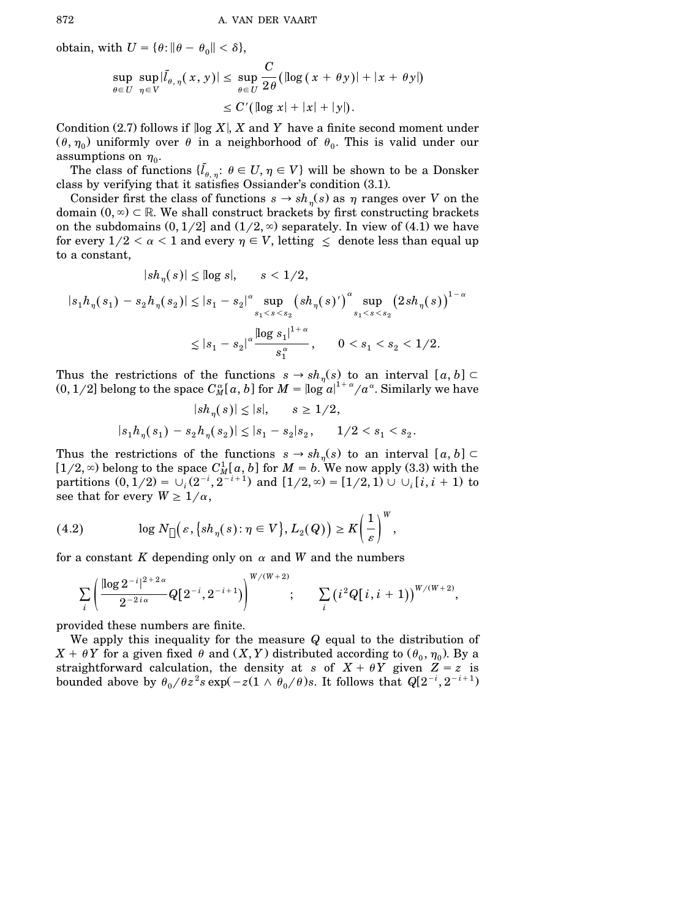obtain, with $U = \{\theta: \|\theta - \theta_0\| < \delta\}$,

$$\sup_{\theta \in U} \sup_{\eta \in V} |\tilde{l}_{\theta, \eta}(x, y)| \leq \sup_{\theta \in U} \frac{C}{2\theta}(|\log(x + \theta y)| + |x + \theta y|)$$
$$\leq C'(|\log x| + |x| + |y|).$$

Condition (2.7) follows if $|\log X|$, $X$ and $Y$ have a finite second moment under $(\theta, \eta_0)$ uniformly over $\theta$ in a neighborhood of $\theta_0$. This is valid under our assumptions on $\eta_0$.

The class of functions $\{\tilde{l}_{\theta, \eta}: \theta \in U, \eta \in V\}$ will be shown to be a Donsker class by verifying that it satisfies Ossiander's condition (3.1).

Consider first the class of functions $s \to sh_\eta(s)$ as $\eta$ ranges over $V$ on the domain $(0, \infty) \subset \mathbb{R}$. We shall construct brackets by first constructing brackets on the subdomains $(0, 1/2]$ and $(1/2, \infty)$ separately. In view of (4.1) we have for every $1/2 < \alpha < 1$ and every $\eta \in V$, letting $\lesssim$ denote less than equal up to a constant,

$$|sh_\eta(s)| \lesssim |\log s|, \qquad s < 1/2,$$

$$|s_1 h_\eta(s_1) - s_2 h_\eta(s_2)| \lesssim |s_1 - s_2|^\alpha \sup_{s_1 < s < s_2} (sh_\eta(s)')^\alpha \sup_{s_1 < s < s_2} (2sh_\eta(s))^{1-\alpha}$$

$$\lesssim |s_1 - s_2|^\alpha \frac{|\log s_1|^{1+\alpha}}{s_1^\alpha}, \qquad 0 < s_1 < s_2 < 1/2.$$

Thus the restrictions of the functions $s \to sh_\eta(s)$ to an interval $[a, b] \subset (0, 1/2]$ belong to the space $C_M^\alpha[a, b]$ for $M = |\log a|^{1+\alpha}/a^\alpha$. Similarly we have

$$|sh_\eta(s)| \lesssim |s|, \qquad s \geq 1/2,$$

$$|s_1 h_\eta(s_1) - s_2 h_\eta(s_2)| \lesssim |s_1 - s_2| s_2, \qquad 1/2 < s_1 < s_2.$$

Thus the restrictions of the functions $s \to sh_\eta(s)$ to an interval $[a, b] \subset [1/2, \infty)$ belong to the space $C_M^1[a, b]$ for $M = b$. We now apply (3.3) with the partitions $(0, 1/2) = \cup_i (2^{-i}, 2^{-i+1})$ and $[1/2, \infty) = [1/2, 1) \cup \cup_i [i, i+1)$ to see that for every $W \geq 1/\alpha$,

$$\log N_{[]}\big(\varepsilon, \{sh_\eta(s): \eta \in V\}, L_2(Q)\big) \geq K\left(\frac{1}{\varepsilon}\right)^W, \tag{4.2}$$

for a constant $K$ depending only on $\alpha$ and $W$ and the numbers

$$\sum_i \left(\frac{|\log 2^{-i}|^{2+2\alpha}}{2^{-2i\alpha}} Q[2^{-i}, 2^{-i+1})\right)^{W/(W+2)}; \qquad \sum_i \left(i^2 Q[i, i+1)\right)^{W/(W+2)},$$

provided these numbers are finite.

We apply this inequality for the measure $Q$ equal to the distribution of $X + \theta Y$ for a given fixed $\theta$ and $(X, Y)$ distributed according to $(\theta_0, \eta_0)$. By a straightforward calculation, the density at $s$ of $X + \theta Y$ given $Z = z$ is bounded above by $\theta_0/\theta z^2 s \exp(-z(1 \wedge \theta_0/\theta)s$. It follows that $Q[2^{-i}, 2^{-i+1})$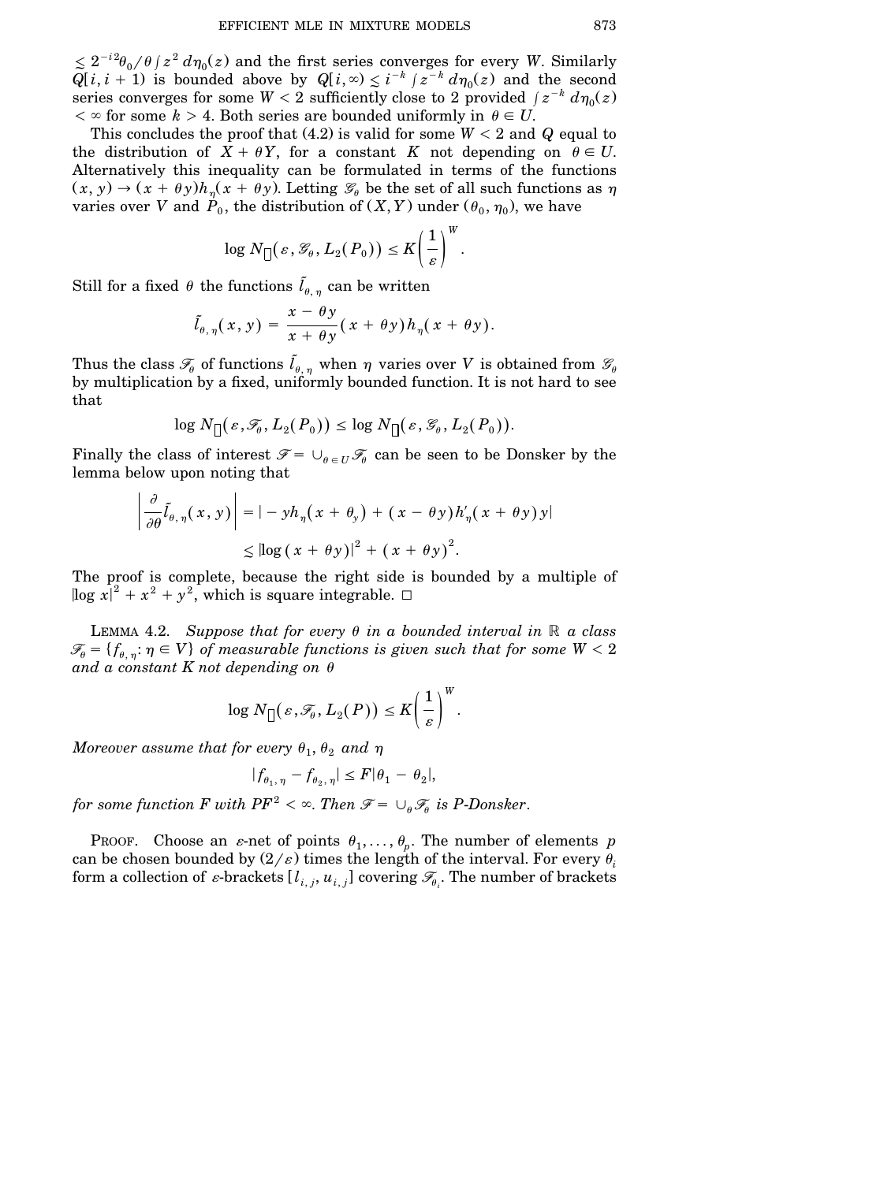$\lesssim 2^{-i2}\theta_0/\theta \int z^2 \, d\eta_0(z)$ and the first series converges for every $W$. Similarly $Q[i, i+1)$ is bounded above by $Q[i, \infty) \lesssim i^{-k} \int z^{-k} \, d\eta_0(z)$ and the second series converges for some $W < 2$ sufficiently close to 2 provided $\int z^{-k} \, d\eta_0(z) < \infty$ for some $k > 4$. Both series are bounded uniformly in $\theta \in U$.

This concludes the proof that (4.2) is valid for some $W < 2$ and $Q$ equal to the distribution of $X + \theta Y$, for a constant $K$ not depending on $\theta \in U$. Alternatively this inequality can be formulated in terms of the functions $(x, y) \to (x + \theta y) h_\eta(x + \theta y)$. Letting $\mathscr{G}_\theta$ be the set of all such functions as $\eta$ varies over $V$ and $P_0$, the distribution of $(X, Y)$ under $(\theta_0, \eta_0)$, we have

$$\log N_{[]}(\varepsilon, \mathscr{G}_\theta, L_2(P_0)) \leq K\left(\frac{1}{\varepsilon}\right)^W.$$

Still for a fixed $\theta$ the functions $\tilde{l}_{\theta, \eta}$ can be written

$$\tilde{l}_{\theta, \eta}(x, y) = \frac{x - \theta y}{x + \theta y}(x + \theta y) h_\eta(x + \theta y).$$

Thus the class $\mathscr{F}_\theta$ of functions $\tilde{l}_{\theta, \eta}$ when $\eta$ varies over $V$ is obtained from $\mathscr{G}_\theta$ by multiplication by a fixed, uniformly bounded function. It is not hard to see that

$$\log N_{[]}(\varepsilon, \mathscr{F}_\theta, L_2(P_0)) \leq \log N_{[]}(\varepsilon, \mathscr{G}_\theta, L_2(P_0)).$$

Finally the class of interest $\mathscr{F} = \cup_{\theta \in U} \mathscr{F}_\theta$ can be seen to be Donsker by the lemma below upon noting that

$$\left| \frac{\partial}{\partial \theta} \tilde{l}_{\theta, \eta}(x, y) \right| = | - y h_\eta(x + \theta_y) + (x - \theta y) h'_\eta(x + \theta y) y|$$
$$\lesssim |\log(x + \theta y)|^2 + (x + \theta y)^2.$$

The proof is complete, because the right side is bounded by a multiple of $|\log x|^2 + x^2 + y^2$, which is square integrable. $\square$

LEMMA 4.2. *Suppose that for every $\theta$ in a bounded interval in $\mathbb{R}$ a class $\mathscr{F}_\theta = \{f_{\theta, \eta} : \eta \in V\}$ of measurable functions is given such that for some $W < 2$ and a constant $K$ not depending on $\theta$*

$$\log N_{[]}(\varepsilon, \mathscr{F}_\theta, L_2(P)) \leq K\left(\frac{1}{\varepsilon}\right)^W.$$

*Moreover assume that for every $\theta_1, \theta_2$ and $\eta$*

$$|f_{\theta_1, \eta} - f_{\theta_2, \eta}| \leq F|\theta_1 - \theta_2|,$$

*for some function $F$ with $PF^2 < \infty$. Then $\mathscr{F} = \cup_\theta \mathscr{F}_\theta$ is P-Donsker.*

PROOF. Choose an $\varepsilon$-net of points $\theta_1, \ldots, \theta_p$. The number of elements $p$ can be chosen bounded by $(2/\varepsilon)$ times the length of the interval. For every $\theta_i$ form a collection of $\varepsilon$-brackets $[l_{i,j}, u_{i,j}]$ covering $\mathscr{F}_{\theta_i}$. The number of brackets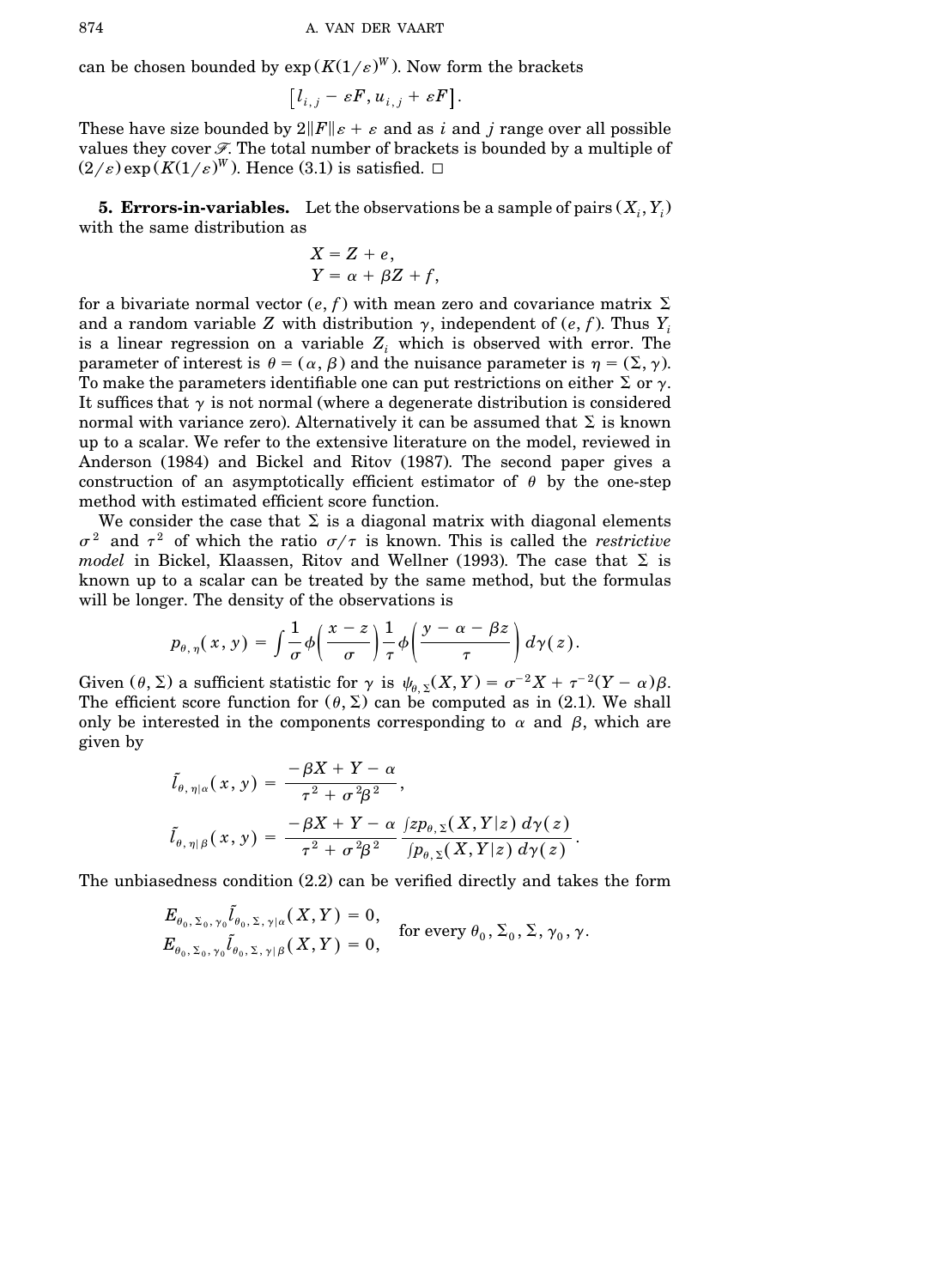can be chosen bounded by $\exp(K(1/\varepsilon)^W)$. Now form the brackets

$$\left[l_{i,j} - \varepsilon F, u_{i,j} + \varepsilon F\right].$$

These have size bounded by $2\|F\|\varepsilon + \varepsilon$ and as $i$ and $j$ range over all possible values they cover $\mathscr{F}$. The total number of brackets is bounded by a multiple of $(2/\varepsilon)\exp(K(1/\varepsilon)^W)$. Hence (3.1) is satisfied. $\square$

**5. Errors-in-variables.** Let the observations be a sample of pairs $(X_i, Y_i)$ with the same distribution as

$$X = Z + e,$$
$$Y = \alpha + \beta Z + f,$$

for a bivariate normal vector $(e, f)$ with mean zero and covariance matrix $\Sigma$ and a random variable $Z$ with distribution $\gamma$, independent of $(e, f)$. Thus $Y_i$ is a linear regression on a variable $Z_i$ which is observed with error. The parameter of interest is $\theta = (\alpha, \beta)$ and the nuisance parameter is $\eta = (\Sigma, \gamma)$. To make the parameters identifiable one can put restrictions on either $\Sigma$ or $\gamma$. It suffices that $\gamma$ is not normal (where a degenerate distribution is considered normal with variance zero). Alternatively it can be assumed that $\Sigma$ is known up to a scalar. We refer to the extensive literature on the model, reviewed in Anderson (1984) and Bickel and Ritov (1987). The second paper gives a construction of an asymptotically efficient estimator of $\theta$ by the one-step method with estimated efficient score function.

We consider the case that $\Sigma$ is a diagonal matrix with diagonal elements $\sigma^2$ and $\tau^2$ of which the ratio $\sigma/\tau$ is known. This is called the *restrictive model* in Bickel, Klaassen, Ritov and Wellner (1993). The case that $\Sigma$ is known up to a scalar can be treated by the same method, but the formulas will be longer. The density of the observations is

$$p_{\theta,\eta}(x, y) = \int \frac{1}{\sigma}\phi\left(\frac{x - z}{\sigma}\right)\frac{1}{\tau}\phi\left(\frac{y - \alpha - \beta z}{\tau}\right) d\gamma(z).$$

Given $(\theta, \Sigma)$ a sufficient statistic for $\gamma$ is $\psi_{\theta,\Sigma}(X, Y) = \sigma^{-2}X + \tau^{-2}(Y - \alpha)\beta$. The efficient score function for $(\theta, \Sigma)$ can be computed as in (2.1). We shall only be interested in the components corresponding to $\alpha$ and $\beta$, which are given by

$$\tilde{l}_{\theta,\eta|\alpha}(x, y) = \frac{-\beta X + Y - \alpha}{\tau^2 + \sigma^2\beta^2},$$

$$\tilde{l}_{\theta,\eta|\beta}(x, y) = \frac{-\beta X + Y - \alpha}{\tau^2 + \sigma^2\beta^2}\,\frac{\int z p_{\theta,\Sigma}(X, Y|z)\, d\gamma(z)}{\int p_{\theta,\Sigma}(X, Y|z)\, d\gamma(z)}.$$

The unbiasedness condition (2.2) can be verified directly and takes the form

$$\left.\begin{aligned} E_{\theta_0,\Sigma_0,\gamma_0}\tilde{l}_{\theta_0,\Sigma,\gamma|\alpha}(X, Y) &= 0,\\ E_{\theta_0,\Sigma_0,\gamma_0}\tilde{l}_{\theta_0,\Sigma,\gamma|\beta}(X, Y) &= 0,\end{aligned}\right. \quad \text{for every } \theta_0, \Sigma_0, \Sigma, \gamma_0, \gamma.$$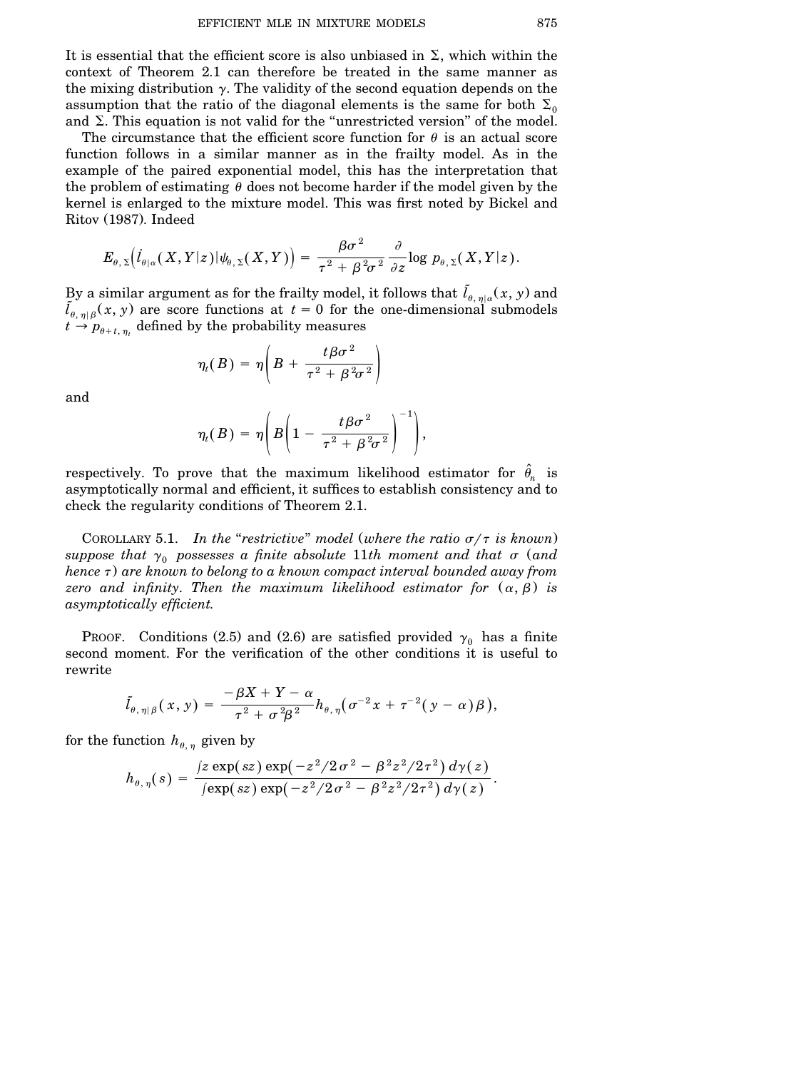It is essential that the efficient score is also unbiased in $\Sigma$, which within the context of Theorem 2.1 can therefore be treated in the same manner as the mixing distribution $\gamma$. The validity of the second equation depends on the assumption that the ratio of the diagonal elements is the same for both $\Sigma_0$ and $\Sigma$. This equation is not valid for the "unrestricted version" of the model.

The circumstance that the efficient score function for $\theta$ is an actual score function follows in a similar manner as in the frailty model. As in the example of the paired exponential model, this has the interpretation that the problem of estimating $\theta$ does not become harder if the model given by the kernel is enlarged to the mixture model. This was first noted by Bickel and Ritov (1987). Indeed

$$E_{\theta,\Sigma}\big(\dot{l}_{\theta|\alpha}(X,Y|z)|\psi_{\theta,\Sigma}(X,Y)\big) = \frac{\beta\sigma^2}{\tau^2+\beta^2\sigma^2}\frac{\partial}{\partial z}\log p_{\theta,\Sigma}(X,Y|z).$$

By a similar argument as for the frailty model, it follows that $\tilde{l}_{\theta,\eta|\alpha}(x,y)$ and $\tilde{l}_{\theta,\eta|\beta}(x,y)$ are score functions at $t=0$ for the one-dimensional submodels $t \to p_{\theta+t,\eta_t}$ defined by the probability measures

$$\eta_t(B) = \eta\left(B + \frac{t\beta\sigma^2}{\tau^2+\beta^2\sigma^2}\right)$$

and

$$\eta_t(B) = \eta\left(B\left(1-\frac{t\beta\sigma^2}{\tau^2+\beta^2\sigma^2}\right)^{-1}\right),$$

respectively. To prove that the maximum likelihood estimator for $\hat{\theta}_n$ is asymptotically normal and efficient, it suffices to establish consistency and to check the regularity conditions of Theorem 2.1.

COROLLARY 5.1. *In the "restrictive" model (where the ratio $\sigma/\tau$ is known) suppose that $\gamma_0$ possesses a finite absolute 11th moment and that $\sigma$ (and hence $\tau$) are known to belong to a known compact interval bounded away from zero and infinity. Then the maximum likelihood estimator for $(\alpha,\beta)$ is asymptotically efficient.*

PROOF. Conditions (2.5) and (2.6) are satisfied provided $\gamma_0$ has a finite second moment. For the verification of the other conditions it is useful to rewrite

$$\tilde{l}_{\theta,\eta|\beta}(x,y) = \frac{-\beta X + Y - \alpha}{\tau^2+\sigma^2\beta^2}h_{\theta,\eta}\big(\sigma^{-2}x + \tau^{-2}(y-\alpha)\beta\big),$$

for the function $h_{\theta,\eta}$ given by

$$h_{\theta,\eta}(s) = \frac{\int z\exp(sz)\exp(-z^2/2\sigma^2 - \beta^2 z^2/2\tau^2)\,d\gamma(z)}{\int \exp(sz)\exp(-z^2/2\sigma^2 - \beta^2 z^2/2\tau^2)\,d\gamma(z)}.$$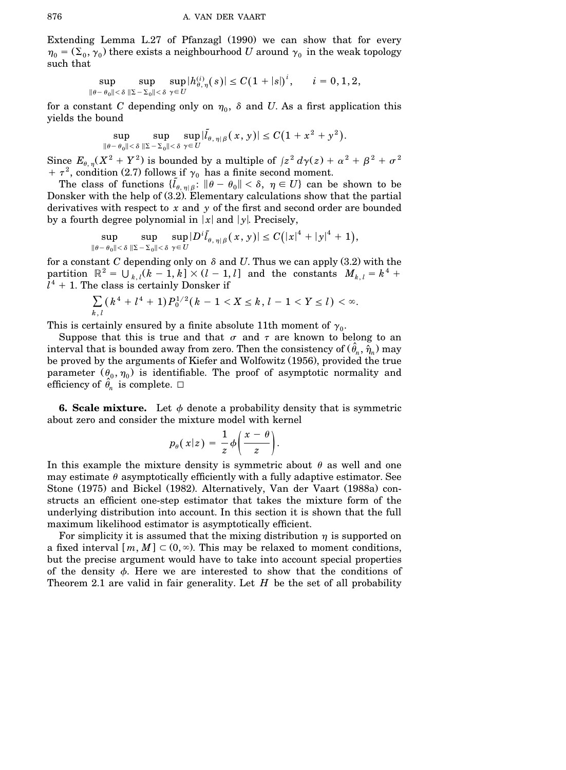Extending Lemma L.27 of Pfanzagl (1990) we can show that for every $\eta_0 = (\Sigma_0, \gamma_0)$ there exists a neighbourhood $U$ around $\gamma_0$ in the weak topology such that

$$\sup_{\|\theta-\theta_0\|<\delta} \sup_{\|\Sigma-\Sigma_0\|<\delta} \sup_{\gamma\in U} |h^{(i)}_{\theta,\eta}(s)| \le C(1+|s|)^i, \qquad i = 0, 1, 2,$$

for a constant $C$ depending only on $\eta_0$, $\delta$ and $U$. As a first application this yields the bound

$$\sup_{\|\theta-\theta_0\|<\delta} \sup_{\|\Sigma-\Sigma_0\|<\delta} \sup_{\gamma\in U} |\tilde{l}_{\theta,\eta|\beta}(x,y)| \le C(1+x^2+y^2).$$

Since $E_{\theta,\eta}(X^2+Y^2)$ is bounded by a multiple of $\int z^2\, d\gamma(z) + \alpha^2 + \beta^2 + \sigma^2 + \tau^2$, condition (2.7) follows if $\gamma_0$ has a finite second moment.

The class of functions $\{\tilde{l}_{\theta,\eta|\beta}\colon \|\theta-\theta_0\|<\delta,\ \eta\in U\}$ can be shown to be Donsker with the help of (3.2). Elementary calculations show that the partial derivatives with respect to $x$ and $y$ of the first and second order are bounded by a fourth degree polynomial in $|x|$ and $|y|$. Precisely,

$$\sup_{\|\theta-\theta_0\|<\delta} \sup_{\|\Sigma-\Sigma_0\|<\delta} \sup_{\gamma\in U} |D^i\tilde{l}_{\theta,\eta|\beta}(x,y)| \le C(|x|^4+|y|^4+1),$$

for a constant $C$ depending only on $\delta$ and $U$. Thus we can apply (3.2) with the partition $\mathbb{R}^2 = \bigcup_{k,l}(k-1,k]\times(l-1,l]$ and the constants $M_{k,l} = k^4 + l^4 + 1$. The class is certainly Donsker if

$$\sum_{k,l}(k^4+l^4+1)P_0^{1/2}(k-1<X\le k,\ l-1<Y\le l) < \infty.$$

This is certainly ensured by a finite absolute 11th moment of $\gamma_0$.

Suppose that this is true and that $\sigma$ and $\tau$ are known to belong to an interval that is bounded away from zero. Then the consistency of $(\hat{\theta}_n, \hat{\eta}_n)$ may be proved by the arguments of Kiefer and Wolfowitz (1956), provided the true parameter $(\theta_0, \eta_0)$ is identifiable. The proof of asymptotic normality and efficiency of $\hat{\theta}_n$ is complete. $\square$

**6. Scale mixture.** Let $\phi$ denote a probability density that is symmetric about zero and consider the mixture model with kernel

$$p_\theta(x|z) = \frac{1}{z}\phi\left(\frac{x-\theta}{z}\right).$$

In this example the mixture density is symmetric about $\theta$ as well and one may estimate $\theta$ asymptotically efficiently with a fully adaptive estimator. See Stone (1975) and Bickel (1982). Alternatively, Van der Vaart (1988a) constructs an efficient one-step estimator that takes the mixture form of the underlying distribution into account. In this section it is shown that the full maximum likelihood estimator is asymptotically efficient.

For simplicity it is assumed that the mixing distribution $\eta$ is supported on a fixed interval $[m, M] \subset (0, \infty)$. This may be relaxed to moment conditions, but the precise argument would have to take into account special properties of the density $\phi$. Here we are interested to show that the conditions of Theorem 2.1 are valid in fair generality. Let $H$ be the set of all probability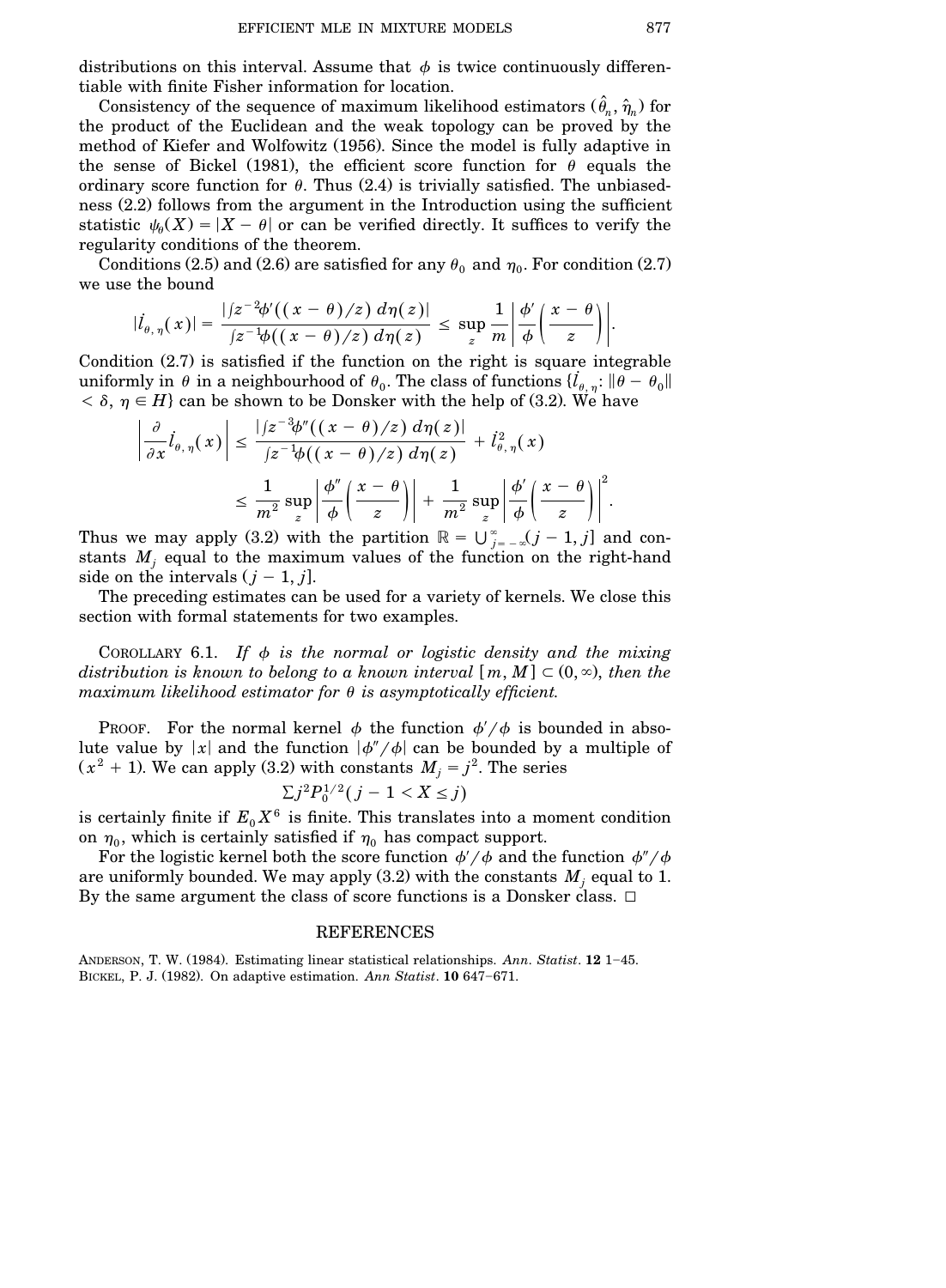distributions on this interval. Assume that $\phi$ is twice continuously differentiable with finite Fisher information for location.

Consistency of the sequence of maximum likelihood estimators $(\hat{\theta}_n, \hat{\eta}_n)$ for the product of the Euclidean and the weak topology can be proved by the method of Kiefer and Wolfowitz (1956). Since the model is fully adaptive in the sense of Bickel (1981), the efficient score function for $\theta$ equals the ordinary score function for $\theta$. Thus (2.4) is trivially satisfied. The unbiasedness (2.2) follows from the argument in the Introduction using the sufficient statistic $\psi_\theta(X) = |X - \theta|$ or can be verified directly. It suffices to verify the regularity conditions of the theorem.

Conditions (2.5) and (2.6) are satisfied for any $\theta_0$ and $\eta_0$. For condition (2.7) we use the bound

$$|\dot{l}_{\theta,\eta}(x)| = \frac{|\int z^{-2}\phi'((x-\theta)/z)\,d\eta(z)|}{\int z^{-1}\phi((x-\theta)/z)\,d\eta(z)} \le \sup_z \frac{1}{m}\left|\frac{\phi'}{\phi}\left(\frac{x-\theta}{z}\right)\right|.$$

Condition (2.7) is satisfied if the function on the right is square integrable uniformly in $\theta$ in a neighbourhood of $\theta_0$. The class of functions $\{\dot{l}_{\theta,\eta}: \|\theta - \theta_0\| < \delta,\ \eta \in H\}$ can be shown to be Donsker with the help of (3.2). We have

$$\left|\frac{\partial}{\partial x}\dot{l}_{\theta,\eta}(x)\right| \le \frac{|\int z^{-3}\phi''((x-\theta)/z)\,d\eta(z)|}{\int z^{-1}\phi((x-\theta)/z)\,d\eta(z)} + \dot{l}^2_{\theta,\eta}(x)$$

$$\le \frac{1}{m^2}\sup_z\left|\frac{\phi''}{\phi}\left(\frac{x-\theta}{z}\right)\right| + \frac{1}{m^2}\sup_z\left|\frac{\phi'}{\phi}\left(\frac{x-\theta}{z}\right)\right|^2.$$

Thus we may apply (3.2) with the partition $\mathbb{R} = \bigcup_{j=-\infty}^{\infty}(j-1, j]$ and constants $M_j$ equal to the maximum values of the function on the right-hand side on the intervals $(j-1, j]$.

The preceding estimates can be used for a variety of kernels. We close this section with formal statements for two examples.

COROLLARY 6.1. *If $\phi$ is the normal or logistic density and the mixing distribution is known to belong to a known interval $[m, M] \subset (0, \infty)$, then the maximum likelihood estimator for $\theta$ is asymptotically efficient.*

PROOF. For the normal kernel $\phi$ the function $\phi'/\phi$ is bounded in absolute value by $|x|$ and the function $|\phi''/\phi|$ can be bounded by a multiple of $(x^2 + 1)$. We can apply (3.2) with constants $M_j = j^2$. The series

$$\Sigma j^2 P_0^{1/2}(j - 1 < X \le j)$$

is certainly finite if $E_0 X^6$ is finite. This translates into a moment condition on $\eta_0$, which is certainly satisfied if $\eta_0$ has compact support.

For the logistic kernel both the score function $\phi'/\phi$ and the function $\phi''/\phi$ are uniformly bounded. We may apply (3.2) with the constants $M_j$ equal to 1. By the same argument the class of score functions is a Donsker class. □

## REFERENCES

ANDERSON, T. W. (1984). Estimating linear statistical relationships. *Ann. Statist.* **12** 1–45.

BICKEL, P. J. (1982). On adaptive estimation. *Ann Statist.* **10** 647–671.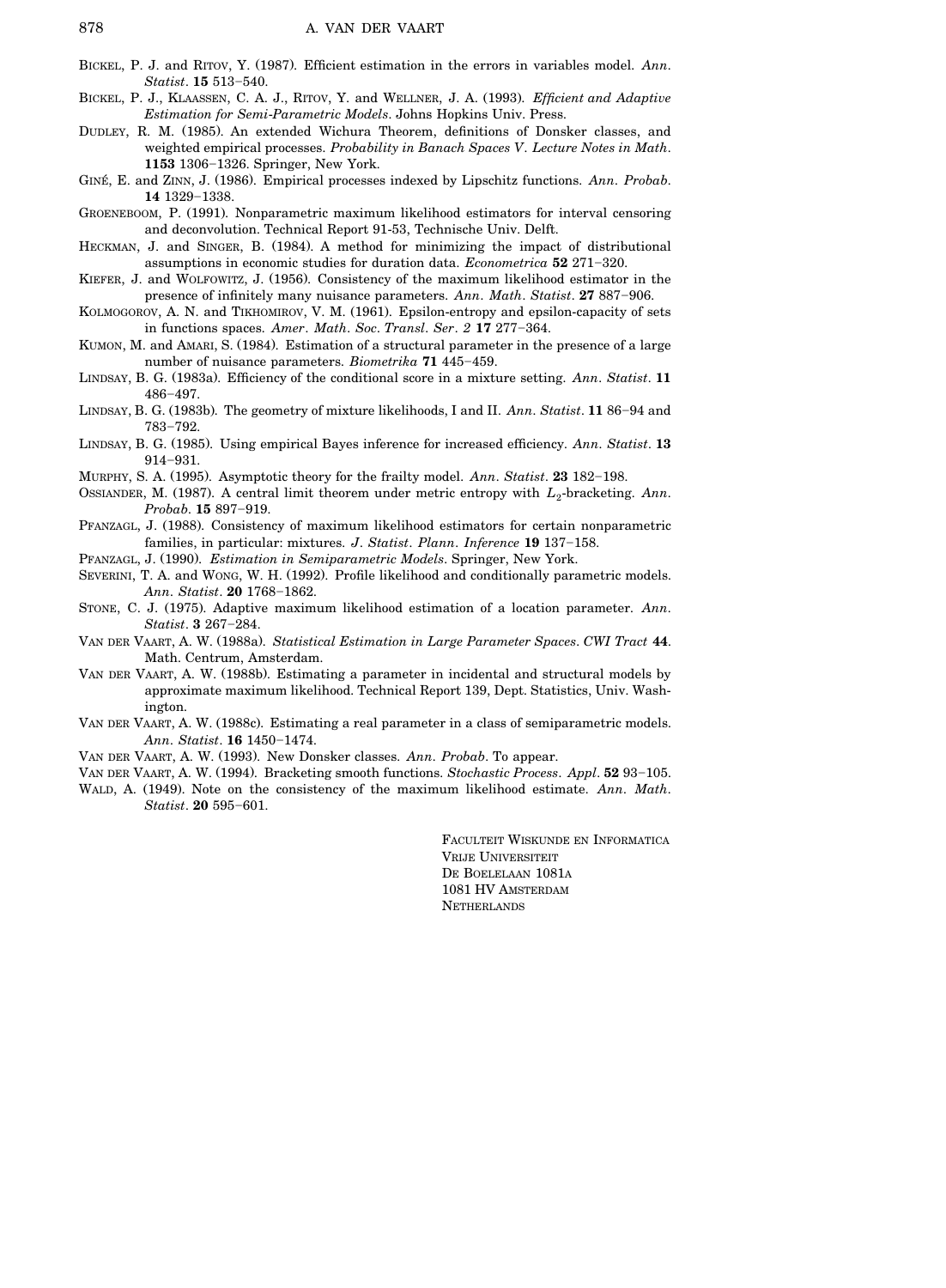BICKEL, P. J. and RITOV, Y. (1987). Efficient estimation in the errors in variables model. *Ann. Statist*. **15** 513–540.

BICKEL, P. J., KLAASSEN, C. A. J., RITOV, Y. and WELLNER, J. A. (1993). *Efficient and Adaptive Estimation for Semi-Parametric Models*. Johns Hopkins Univ. Press.

DUDLEY, R. M. (1985). An extended Wichura Theorem, definitions of Donsker classes, and weighted empirical processes. *Probability in Banach Spaces V. Lecture Notes in Math*. **1153** 1306–1326. Springer, New York.

GINÉ, E. and ZINN, J. (1986). Empirical processes indexed by Lipschitz functions. *Ann. Probab*. **14** 1329–1338.

GROENEBOOM, P. (1991). Nonparametric maximum likelihood estimators for interval censoring and deconvolution. Technical Report 91-53, Technische Univ. Delft.

HECKMAN, J. and SINGER, B. (1984). A method for minimizing the impact of distributional assumptions in economic studies for duration data. *Econometrica* **52** 271–320.

KIEFER, J. and WOLFOWITZ, J. (1956). Consistency of the maximum likelihood estimator in the presence of infinitely many nuisance parameters. *Ann. Math. Statist*. **27** 887–906.

KOLMOGOROV, A. N. and TIKHOMIROV, V. M. (1961). Epsilon-entropy and epsilon-capacity of sets in functions spaces. *Amer. Math. Soc. Transl. Ser. 2* **17** 277–364.

KUMON, M. and AMARI, S. (1984). Estimation of a structural parameter in the presence of a large number of nuisance parameters. *Biometrika* **71** 445–459.

LINDSAY, B. G. (1983a). Efficiency of the conditional score in a mixture setting. *Ann. Statist*. **11** 486–497.

LINDSAY, B. G. (1983b). The geometry of mixture likelihoods, I and II. *Ann. Statist*. **11** 86–94 and 783–792.

LINDSAY, B. G. (1985). Using empirical Bayes inference for increased efficiency. *Ann. Statist*. **13** 914–931.

MURPHY, S. A. (1995). Asymptotic theory for the frailty model. *Ann. Statist*. **23** 182–198.

OSSIANDER, M. (1987). A central limit theorem under metric entropy with $L_2$-bracketing. *Ann. Probab*. **15** 897–919.

PFANZAGL, J. (1988). Consistency of maximum likelihood estimators for certain nonparametric families, in particular: mixtures. *J. Statist. Plann. Inference* **19** 137–158.

PFANZAGL, J. (1990). *Estimation in Semiparametric Models*. Springer, New York.

SEVERINI, T. A. and WONG, W. H. (1992). Profile likelihood and conditionally parametric models. *Ann. Statist*. **20** 1768–1862.

STONE, C. J. (1975). Adaptive maximum likelihood estimation of a location parameter. *Ann. Statist*. **3** 267–284.

VAN DER VAART, A. W. (1988a). *Statistical Estimation in Large Parameter Spaces*. *CWI Tract* **44**. Math. Centrum, Amsterdam.

VAN DER VAART, A. W. (1988b). Estimating a parameter in incidental and structural models by approximate maximum likelihood. Technical Report 139, Dept. Statistics, Univ. Washington.

VAN DER VAART, A. W. (1988c). Estimating a real parameter in a class of semiparametric models. *Ann. Statist*. **16** 1450–1474.

VAN DER VAART, A. W. (1993). New Donsker classes. *Ann. Probab*. To appear.

VAN DER VAART, A. W. (1994). Bracketing smooth functions. *Stochastic Process. Appl*. **52** 93–105.

WALD, A. (1949). Note on the consistency of the maximum likelihood estimate. *Ann. Math. Statist*. **20** 595–601.

FACULTEIT WISKUNDE EN INFORMATICA
VRIJE UNIVERSITEIT
DE BOELELAAN 1081A
1081 HV AMSTERDAM
NETHERLANDS